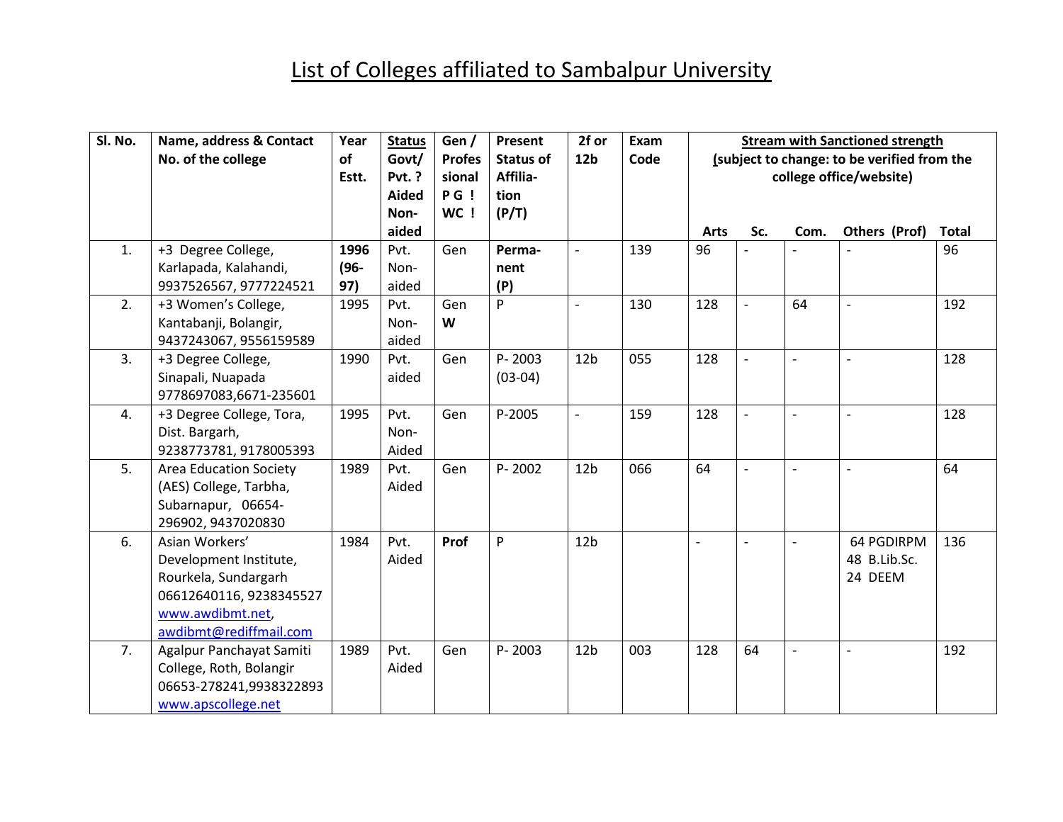# List of Colleges affiliated to Sambalpur University

| Sl. No. | Name, address & Contact No. of the college | Year of Estt. | Status Govt/ Pvt. ? Aided Non-aided | Gen / Professional P G ! WC ! | Present Status of Affilia-tion (P/T) | 2f or 12b | Exam Code | Stream with Sanctioned strength (subject to change: to be verified from the college office/website) | | | | |
|---|---|---|---|---|---|---|---|---|---|---|---|---|
| | | | | | | | | Arts | Sc. | Com. | Others (Prof) | Total |
| 1. | +3 Degree College, Karlapada, Kalahandi, 9937526567, 9777224521 | **1996 (96-97)** | Pvt. Non-aided | Gen | **Perma-nent (P)** | - | 139 | 96 | - | - | - | 96 |
| 2. | +3 Women's College, Kantabanji, Bolangir, 9437243067, 9556159589 | 1995 | Pvt. Non-aided | Gen **W** | P | - | 130 | 128 | - | 64 | - | 192 |
| 3. | +3 Degree College, Sinapali, Nuapada 9778697083,6671-235601 | 1990 | Pvt. aided | Gen | P- 2003 (03-04) | 12b | 055 | 128 | - | - | - | 128 |
| 4. | +3 Degree College, Tora, Dist. Bargarh, 9238773781, 9178005393 | 1995 | Pvt. Non-Aided | Gen | P-2005 | - | 159 | 128 | - | - | - | 128 |
| 5. | Area Education Society (AES) College, Tarbha, Subarnapur, 06654-296902, 9437020830 | 1989 | Pvt. Aided | Gen | P- 2002 | 12b | 066 | 64 | - | - | - | 64 |
| 6. | Asian Workers' Development Institute, Rourkela, Sundargarh 06612640116, 9238345527 www.awdibmt.net, awdibmt@rediffmail.com | 1984 | Pvt. Aided | **Prof** | P | 12b | | - | - | - | 64 PGDIRPM 48 B.Lib.Sc. 24 DEEM | 136 |
| 7. | Agalpur Panchayat Samiti College, Roth, Bolangir 06653-278241,9938322893 www.apscollege.net | 1989 | Pvt. Aided | Gen | P- 2003 | 12b | 003 | 128 | 64 | - | - | 192 |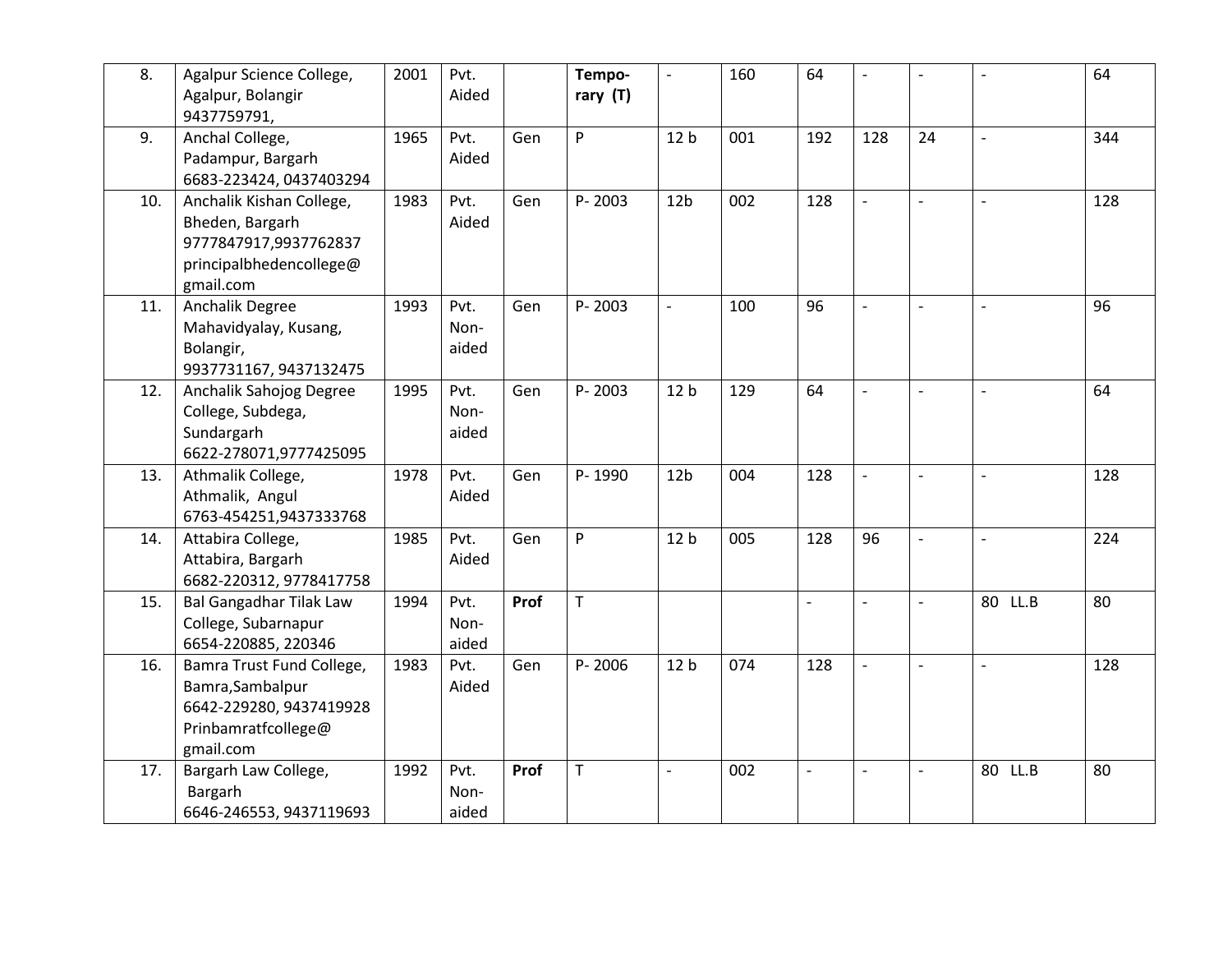| 8. | Agalpur Science College, Agalpur, Bolangir 9437759791, | 2001 | Pvt. Aided | | **Tempo-rary (T)** | - | 160 | 64 | - | - | - | 64 |
|---|---|---|---|---|---|---|---|---|---|---|---|---|
| 9. | Anchal College, Padampur, Bargarh 6683-223424, 0437403294 | 1965 | Pvt. Aided | Gen | P | 12 b | 001 | 192 | 128 | 24 | - | 344 |
| 10. | Anchalik Kishan College, Bheden, Bargarh 9777847917,9937762837 principalbhedencollege@ gmail.com | 1983 | Pvt. Aided | Gen | P- 2003 | 12b | 002 | 128 | - | - | - | 128 |
| 11. | Anchalik Degree Mahavidyalay, Kusang, Bolangir, 9937731167, 9437132475 | 1993 | Pvt. Non-aided | Gen | P- 2003 | - | 100 | 96 | - | - | - | 96 |
| 12. | Anchalik Sahojog Degree College, Subdega, Sundargarh 6622-278071,9777425095 | 1995 | Pvt. Non-aided | Gen | P- 2003 | 12 b | 129 | 64 | - | - | - | 64 |
| 13. | Athmalik College, Athmalik, Angul 6763-454251,9437333768 | 1978 | Pvt. Aided | Gen | P- 1990 | 12b | 004 | 128 | - | - | - | 128 |
| 14. | Attabira College, Attabira, Bargarh 6682-220312, 9778417758 | 1985 | Pvt. Aided | Gen | P | 12 b | 005 | 128 | 96 | - | - | 224 |
| 15. | Bal Gangadhar Tilak Law College, Subarnapur 6654-220885, 220346 | 1994 | Pvt. Non-aided | **Prof** | T | | | - | - | - | 80 LL.B | 80 |
| 16. | Bamra Trust Fund College, Bamra,Sambalpur 6642-229280, 9437419928 Prinbamratfcollege@ gmail.com | 1983 | Pvt. Aided | Gen | P- 2006 | 12 b | 074 | 128 | - | - | - | 128 |
| 17. | Bargarh Law College, Bargarh 6646-246553, 9437119693 | 1992 | Pvt. Non-aided | **Prof** | T | - | 002 | - | - | - | 80 LL.B | 80 |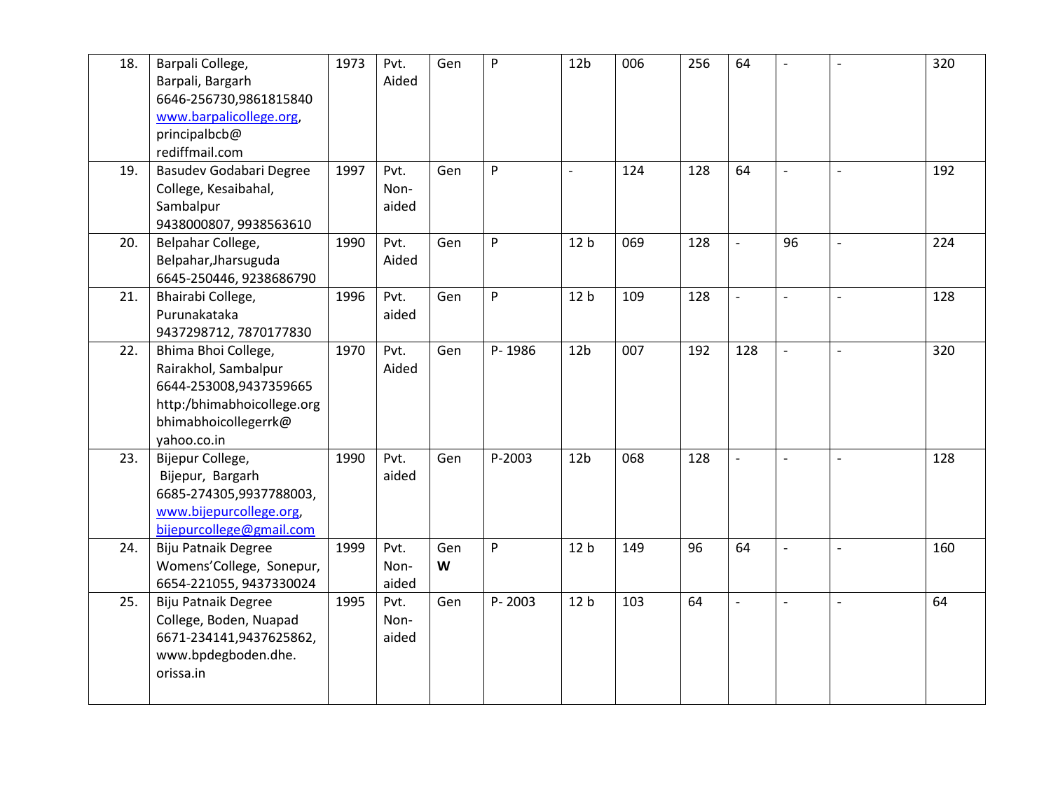| | | | | | | | | | | | | |
|---|---|---|---|---|---|---|---|---|---|---|---|---|
| 18. | Barpali College, Barpali, Bargarh 6646-256730,9861815840 www.barpalicollege.org, principalbcb@ rediffmail.com | 1973 | Pvt. Aided | Gen | P | 12b | 006 | 256 | 64 | - | - | 320 |
| 19. | Basudev Godabari Degree College, Kesaibahal, Sambalpur 9438000807, 9938563610 | 1997 | Pvt. Non-aided | Gen | P | - | 124 | 128 | 64 | - | - | 192 |
| 20. | Belpahar College, Belpahar,Jharsuguda 6645-250446, 9238686790 | 1990 | Pvt. Aided | Gen | P | 12 b | 069 | 128 | - | 96 | - | 224 |
| 21. | Bhairabi College, Purunakataka 9437298712, 7870177830 | 1996 | Pvt. aided | Gen | P | 12 b | 109 | 128 | - | - | - | 128 |
| 22. | Bhima Bhoi College, Rairakhol, Sambalpur 6644-253008,9437359665 http:/bhimabhoicollege.org bhimabhoicollegerrk@ yahoo.co.in | 1970 | Pvt. Aided | Gen | P- 1986 | 12b | 007 | 192 | 128 | - | - | 320 |
| 23. | Bijepur College, Bijepur, Bargarh 6685-274305,9937788003, www.bijepurcollege.org, bijepurcollege@gmail.com | 1990 | Pvt. aided | Gen | P-2003 | 12b | 068 | 128 | - | - | - | 128 |
| 24. | Biju Patnaik Degree Womens'College, Sonepur, 6654-221055, 9437330024 | 1999 | Pvt. Non-aided | Gen **W** | P | 12 b | 149 | 96 | 64 | - | - | 160 |
| 25. | Biju Patnaik Degree College, Boden, Nuapad 6671-234141,9437625862, www.bpdegboden.dhe. orissa.in | 1995 | Pvt. Non-aided | Gen | P- 2003 | 12 b | 103 | 64 | - | - | - | 64 |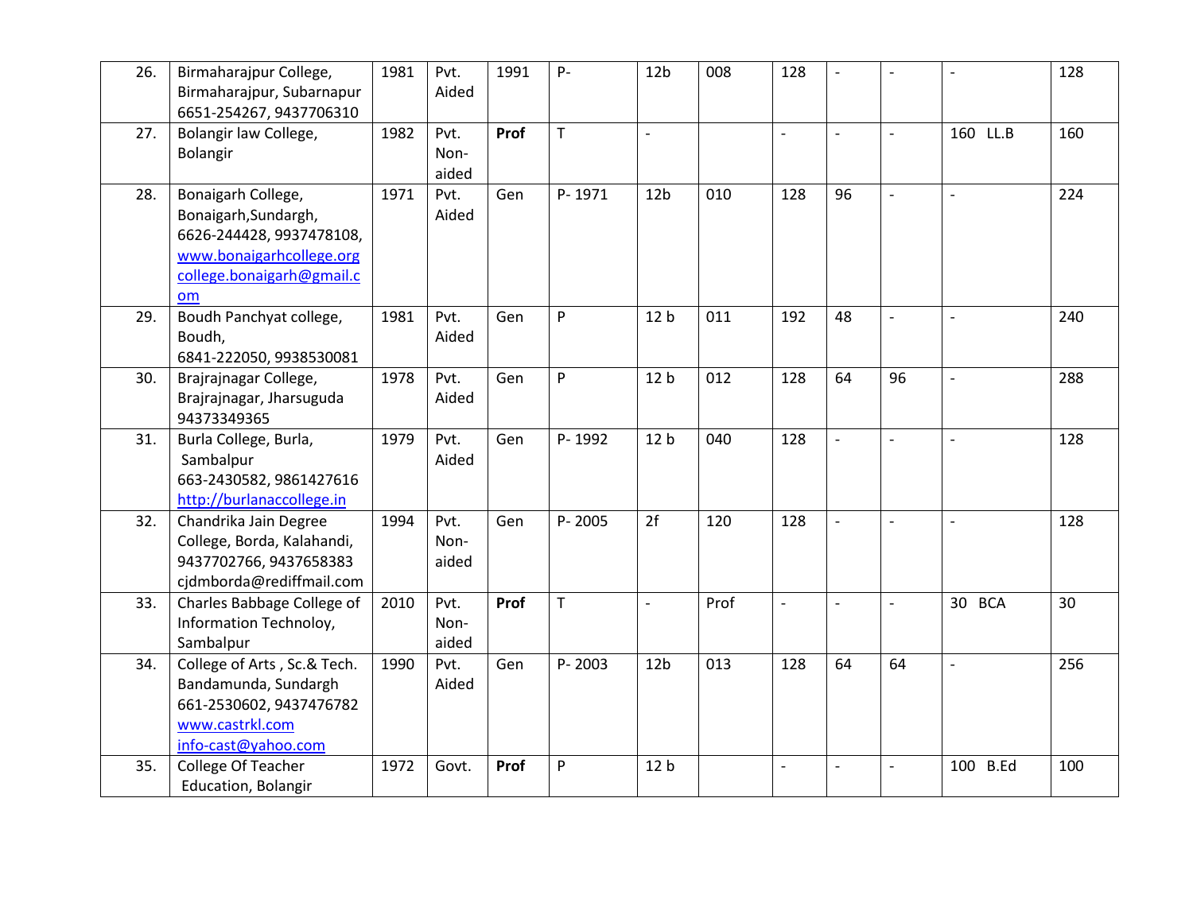| | | | | | | | | | | | | |
|---|---|---|---|---|---|---|---|---|---|---|---|---|
| 26. | Birmaharajpur College, Birmaharajpur, Subarnapur 6651-254267, 9437706310 | 1981 | Pvt. Aided | 1991 | P- | 12b | 008 | 128 | - | - | - | 128 |
| 27. | Bolangir law College, Bolangir | 1982 | Pvt. Non-aided | **Prof** | T | - | | - | - | - | 160 LL.B | 160 |
| 28. | Bonaigarh College, Bonaigarh,Sundargh, 6626-244428, 9937478108, www.bonaigarhcollege.org college.bonaigarh@gmail.com | 1971 | Pvt. Aided | Gen | P- 1971 | 12b | 010 | 128 | 96 | - | - | 224 |
| 29. | Boudh Panchyat college, Boudh, 6841-222050, 9938530081 | 1981 | Pvt. Aided | Gen | P | 12 b | 011 | 192 | 48 | - | - | 240 |
| 30. | Brajrajnagar College, Brajrajnagar, Jharsuguda 94373349365 | 1978 | Pvt. Aided | Gen | P | 12 b | 012 | 128 | 64 | 96 | - | 288 |
| 31. | Burla College, Burla, Sambalpur 663-2430582, 9861427616 http://burlanaccollege.in | 1979 | Pvt. Aided | Gen | P- 1992 | 12 b | 040 | 128 | - | - | - | 128 |
| 32. | Chandrika Jain Degree College, Borda, Kalahandi, 9437702766, 9437658383 cjdmborda@rediffmail.com | 1994 | Pvt. Non-aided | Gen | P- 2005 | 2f | 120 | 128 | - | - | - | 128 |
| 33. | Charles Babbage College of Information Technoloy, Sambalpur | 2010 | Pvt. Non-aided | **Prof** | T | - | Prof | - | - | - | 30 BCA | 30 |
| 34. | College of Arts , Sc.& Tech. Bandamunda, Sundargh 661-2530602, 9437476782 www.castrkl.com info-cast@yahoo.com | 1990 | Pvt. Aided | Gen | P- 2003 | 12b | 013 | 128 | 64 | 64 | - | 256 |
| 35. | College Of Teacher Education, Bolangir | 1972 | Govt. | **Prof** | P | 12 b | | - | - | - | 100 B.Ed | 100 |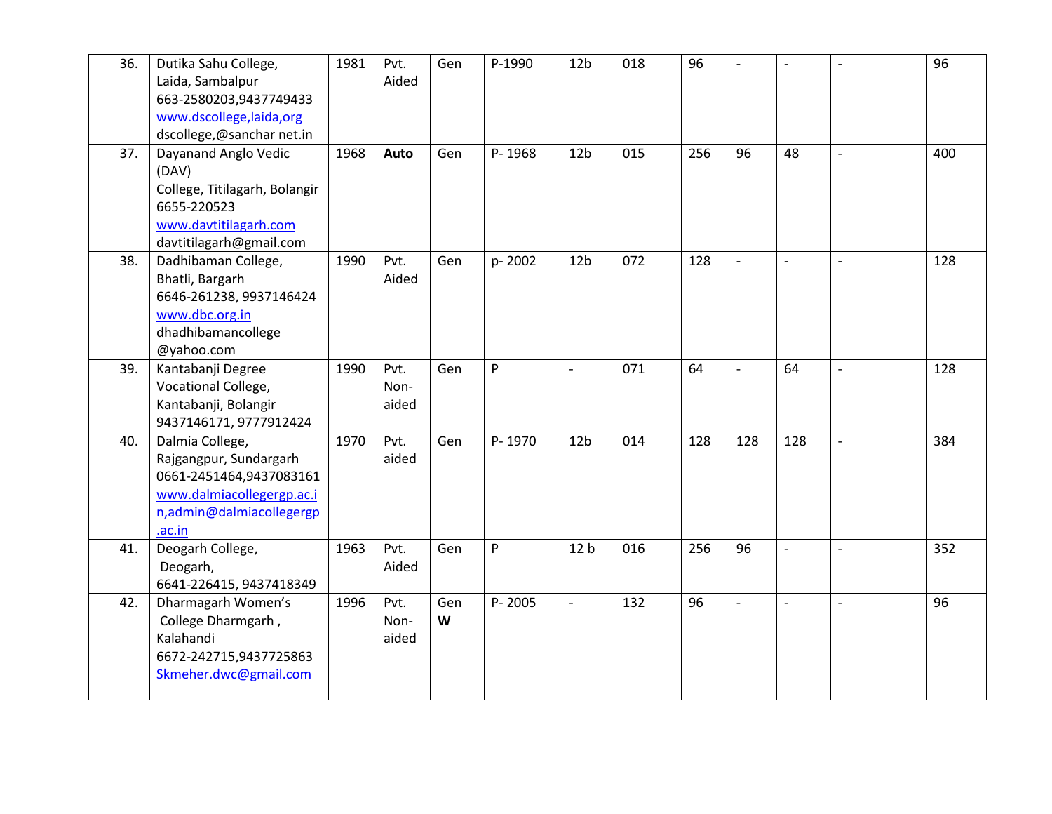| | | | | | | | | | | | | |
|---|---|---|---|---|---|---|---|---|---|---|---|---|
| 36. | Dutika Sahu College, Laida, Sambalpur 663-2580203,9437749433 www.dscollege,laida,org dscollege,@sanchar net.in | 1981 | Pvt. Aided | Gen | P-1990 | 12b | 018 | 96 | - | - | - | 96 |
| 37. | Dayanand Anglo Vedic (DAV) College, Titilagarh, Bolangir 6655-220523 www.davtitilagarh.com davtitilagarh@gmail.com | 1968 | **Auto** | Gen | P- 1968 | 12b | 015 | 256 | 96 | 48 | - | 400 |
| 38. | Dadhibaman College, Bhatli, Bargarh 6646-261238, 9937146424 www.dbc.org.in dhadhibamancollege @yahoo.com | 1990 | Pvt. Aided | Gen | p- 2002 | 12b | 072 | 128 | - | - | - | 128 |
| 39. | Kantabanji Degree Vocational College, Kantabanji, Bolangir 9437146171, 9777912424 | 1990 | Pvt. Non-aided | Gen | P | - | 071 | 64 | - | 64 | - | 128 |
| 40. | Dalmia College, Rajgangpur, Sundargarh 0661-2451464,9437083161 www.dalmiacollegergp.ac.in,admin@dalmiacollegergp.ac.in | 1970 | Pvt. aided | Gen | P- 1970 | 12b | 014 | 128 | 128 | 128 | - | 384 |
| 41. | Deogarh College, Deogarh, 6641-226415, 9437418349 | 1963 | Pvt. Aided | Gen | P | 12 b | 016 | 256 | 96 | - | - | 352 |
| 42. | Dharmagarh Women's College Dharmgarh , Kalahandi 6672-242715,9437725863 Skmeher.dwc@gmail.com | 1996 | Pvt. Non-aided | Gen **W** | P- 2005 | - | 132 | 96 | - | - | - | 96 |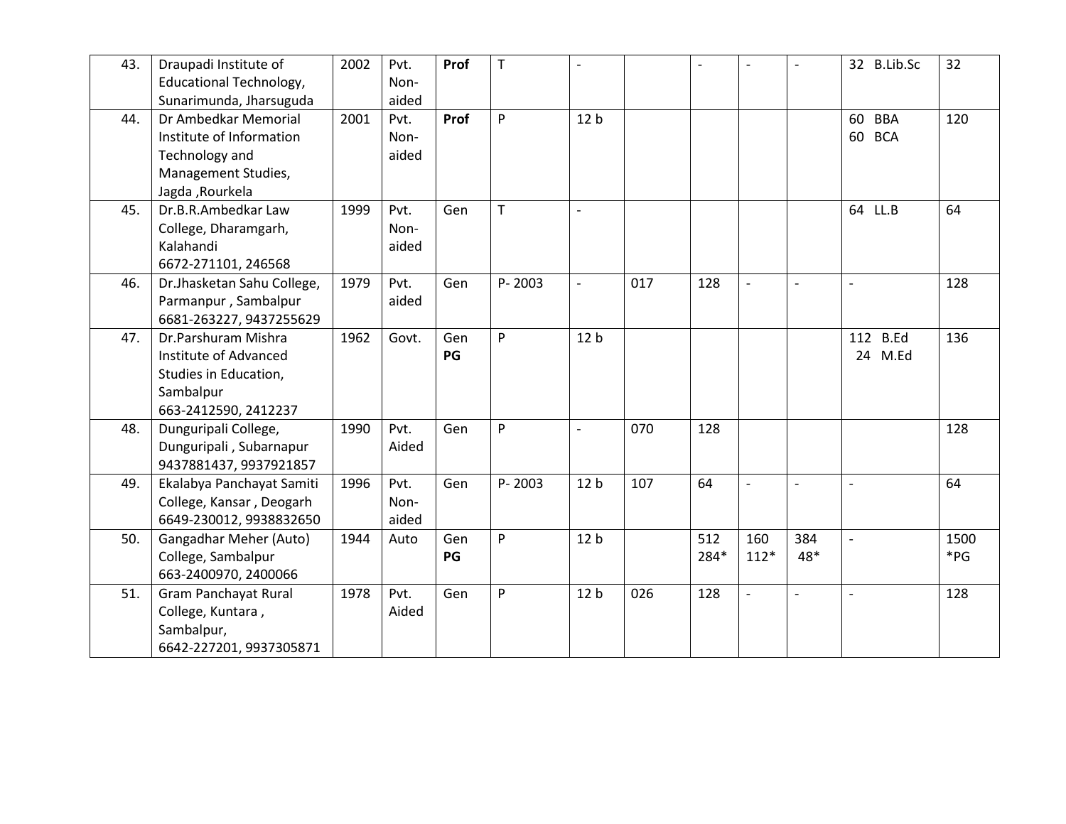| 43. | Draupadi Institute of Educational Technology, Sunarimunda, Jharsuguda | 2002 | Pvt. Non-aided | **Prof** | T | - | | - | - | - | 32 B.Lib.Sc | 32 |
|---|---|---|---|---|---|---|---|---|---|---|---|---|
| 44. | Dr Ambedkar Memorial Institute of Information Technology and Management Studies, Jagda ,Rourkela | 2001 | Pvt. Non-aided | **Prof** | P | 12 b | | | | | 60 BBA<br>60 BCA | 120 |
| 45. | Dr.B.R.Ambedkar Law College, Dharamgarh, Kalahandi<br>6672-271101, 246568 | 1999 | Pvt. Non-aided | Gen | T | - | | | | | 64 LL.B | 64 |
| 46. | Dr.Jhasketan Sahu College, Parmanpur , Sambalpur<br>6681-263227, 9437255629 | 1979 | Pvt. aided | Gen | P- 2003 | - | 017 | 128 | - | - | - | 128 |
| 47. | Dr.Parshuram Mishra Institute of Advanced Studies in Education, Sambalpur<br>663-2412590, 2412237 | 1962 | Govt. | Gen<br>**PG** | P | 12 b | | | | | 112 B.Ed<br>24 M.Ed | 136 |
| 48. | Dunguripali College, Dunguripali , Subarnapur<br>9437881437, 9937921857 | 1990 | Pvt. Aided | Gen | P | - | 070 | 128 | | | | 128 |
| 49. | Ekalabya Panchayat Samiti College, Kansar , Deogarh<br>6649-230012, 9938832650 | 1996 | Pvt. Non-aided | Gen | P- 2003 | 12 b | 107 | 64 | - | - | - | 64 |
| 50. | Gangadhar Meher (Auto) College, Sambalpur<br>663-2400970, 2400066 | 1944 | Auto | Gen<br>**PG** | P | 12 b | | 512<br>284* | 160<br>112* | 384<br>48* | - | 1500<br>*PG |
| 51. | Gram Panchayat Rural College, Kuntara , Sambalpur,<br>6642-227201, 9937305871 | 1978 | Pvt. Aided | Gen | P | 12 b | 026 | 128 | - | - | - | 128 |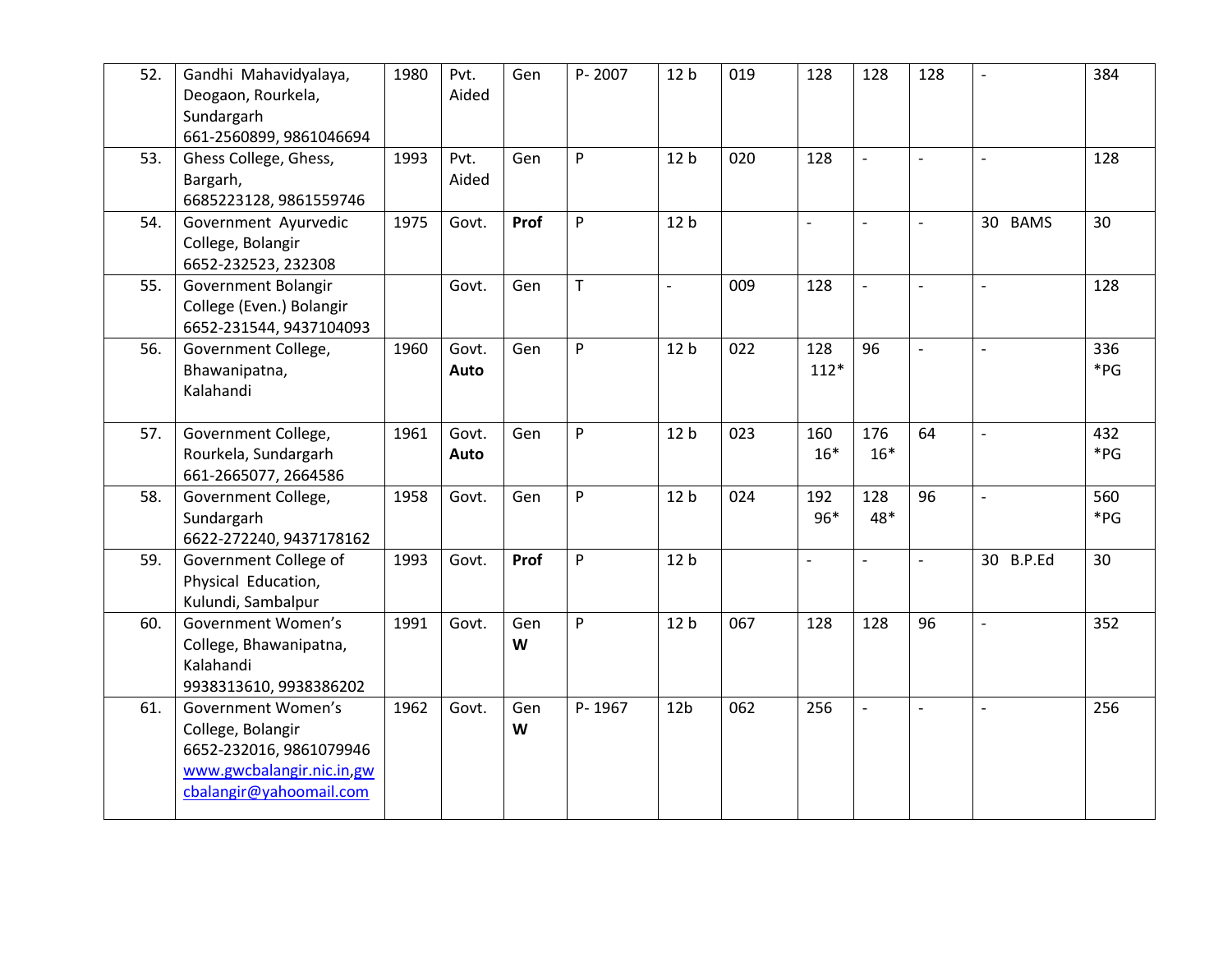| 52. | Gandhi Mahavidyalaya, Deogaon, Rourkela, Sundargarh 661-2560899, 9861046694 | 1980 | Pvt. Aided | Gen | P- 2007 | 12 b | 019 | 128 | 128 | 128 | - | 384 |
|---|---|---|---|---|---|---|---|---|---|---|---|---|
| 53. | Ghess College, Ghess, Bargarh, 6685223128, 9861559746 | 1993 | Pvt. Aided | Gen | P | 12 b | 020 | 128 | - | - | - | 128 |
| 54. | Government Ayurvedic College, Bolangir 6652-232523, 232308 | 1975 | Govt. | **Prof** | P | 12 b | | - | - | - | 30 BAMS | 30 |
| 55. | Government Bolangir College (Even.) Bolangir 6652-231544, 9437104093 | | Govt. | Gen | T | - | 009 | 128 | - | - | - | 128 |
| 56. | Government College, Bhawanipatna, Kalahandi | 1960 | Govt. **Auto** | Gen | P | 12 b | 022 | 128 112* | 96 | - | - | 336 *PG |
| 57. | Government College, Rourkela, Sundargarh 661-2665077, 2664586 | 1961 | Govt. **Auto** | Gen | P | 12 b | 023 | 160 16* | 176 16* | 64 | - | 432 *PG |
| 58. | Government College, Sundargarh 6622-272240, 9437178162 | 1958 | Govt. | Gen | P | 12 b | 024 | 192 96* | 128 48* | 96 | - | 560 *PG |
| 59. | Government College of Physical Education, Kulundi, Sambalpur | 1993 | Govt. | **Prof** | P | 12 b | | - | - | - | 30 B.P.Ed | 30 |
| 60. | Government Women's College, Bhawanipatna, Kalahandi 9938313610, 9938386202 | 1991 | Govt. | Gen **W** | P | 12 b | 067 | 128 | 128 | 96 | - | 352 |
| 61. | Government Women's College, Bolangir 6652-232016, 9861079946 www.gwcbalangir.nic.in,gwcbalangir@yahoomail.com | 1962 | Govt. | Gen **W** | P- 1967 | 12b | 062 | 256 | - | - | - | 256 |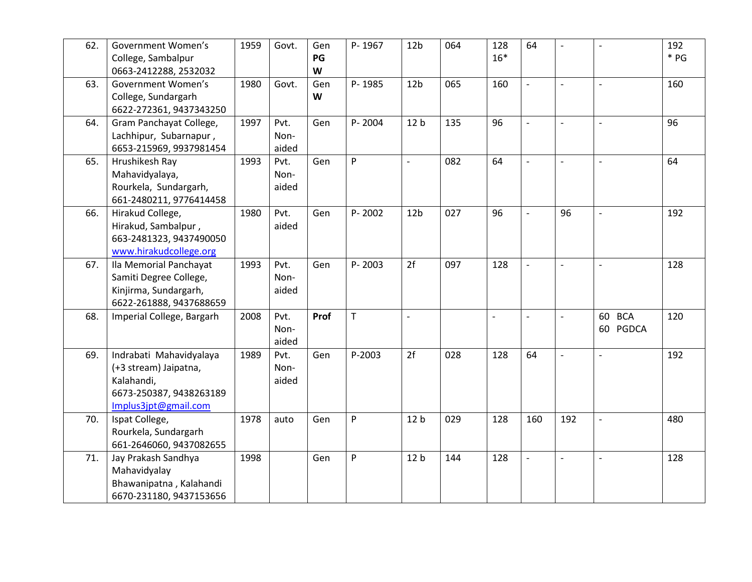| | | | | | | | | | | | | |
|---|---|---|---|---|---|---|---|---|---|---|---|---|
| 62. | Government Women's College, Sambalpur 0663-2412288, 2532032 | 1959 | Govt. | Gen **PG** **W** | P- 1967 | 12b | 064 | 128 16* | 64 | - | - | 192 * PG |
| 63. | Government Women's College, Sundargarh 6622-272361, 9437343250 | 1980 | Govt. | Gen **W** | P- 1985 | 12b | 065 | 160 | - | - | - | 160 |
| 64. | Gram Panchayat College, Lachhipur, Subarnapur , 6653-215969, 9937981454 | 1997 | Pvt. Non-aided | Gen | P- 2004 | 12 b | 135 | 96 | - | - | - | 96 |
| 65. | Hrushikesh Ray Mahavidyalaya, Rourkela, Sundargarh, 661-2480211, 9776414458 | 1993 | Pvt. Non-aided | Gen | P | - | 082 | 64 | - | - | - | 64 |
| 66. | Hirakud College, Hirakud, Sambalpur , 663-2481323, 9437490050 www.hirakudcollege.org | 1980 | Pvt. aided | Gen | P- 2002 | 12b | 027 | 96 | - | 96 | - | 192 |
| 67. | Ila Memorial Panchayat Samiti Degree College, Kinjirma, Sundargarh, 6622-261888, 9437688659 | 1993 | Pvt. Non-aided | Gen | P- 2003 | 2f | 097 | 128 | - | - | - | 128 |
| 68. | Imperial College, Bargarh | 2008 | Pvt. Non-aided | **Prof** | T | - | | - | - | - | 60 BCA 60 PGDCA | 120 |
| 69. | Indrabati Mahavidyalaya (+3 stream) Jaipatna, Kalahandi, 6673-250387, 9438263189 Implus3jpt@gmail.com | 1989 | Pvt. Non-aided | Gen | P-2003 | 2f | 028 | 128 | 64 | - | - | 192 |
| 70. | Ispat College, Rourkela, Sundargarh 661-2646060, 9437082655 | 1978 | auto | Gen | P | 12 b | 029 | 128 | 160 | 192 | - | 480 |
| 71. | Jay Prakash Sandhya Mahavidyalay Bhawanipatna , Kalahandi 6670-231180, 9437153656 | 1998 | | Gen | P | 12 b | 144 | 128 | - | - | - | 128 |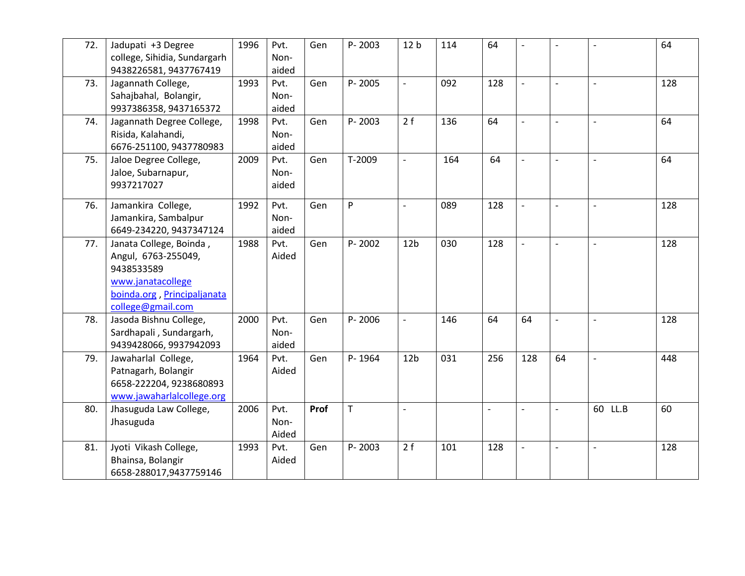| 72. | Jadupati +3 Degree college, Sihidia, Sundargarh 9438226581, 9437767419 | 1996 | Pvt. Non-aided | Gen | P- 2003 | 12 b | 114 | 64 | - | - | - | 64 |
|---|---|---|---|---|---|---|---|---|---|---|---|---|
| 73. | Jagannath College, Sahajbahal, Bolangir, 9937386358, 9437165372 | 1993 | Pvt. Non-aided | Gen | P- 2005 | - | 092 | 128 | - | - | - | 128 |
| 74. | Jagannath Degree College, Risida, Kalahandi, 6676-251100, 9437780983 | 1998 | Pvt. Non-aided | Gen | P- 2003 | 2 f | 136 | 64 | - | - | - | 64 |
| 75. | Jaloe Degree College, Jaloe, Subarnapur, 9937217027 | 2009 | Pvt. Non-aided | Gen | T-2009 | - | 164 | 64 | - | - | - | 64 |
| 76. | Jamankira College, Jamankira, Sambalpur 6649-234220, 9437347124 | 1992 | Pvt. Non-aided | Gen | P | - | 089 | 128 | - | - | - | 128 |
| 77. | Janata College, Boinda , Angul, 6763-255049, 9438533589 www.janatacollege boinda.org , Principaljanata college@gmail.com | 1988 | Pvt. Aided | Gen | P- 2002 | 12b | 030 | 128 | - | - | - | 128 |
| 78. | Jasoda Bishnu College, Sardhapali , Sundargarh, 9439428066, 9937942093 | 2000 | Pvt. Non-aided | Gen | P- 2006 | - | 146 | 64 | 64 | - | - | 128 |
| 79. | Jawaharlal College, Patnagarh, Bolangir 6658-222204, 9238680893 www.jawaharlalcollege.org | 1964 | Pvt. Aided | Gen | P- 1964 | 12b | 031 | 256 | 128 | 64 | - | 448 |
| 80. | Jhasuguda Law College, Jhasuguda | 2006 | Pvt. Non-Aided | **Prof** | T | - | | - | - | - | 60 LL.B | 60 |
| 81. | Jyoti Vikash College, Bhainsa, Bolangir 6658-288017,9437759146 | 1993 | Pvt. Aided | Gen | P- 2003 | 2 f | 101 | 128 | - | - | - | 128 |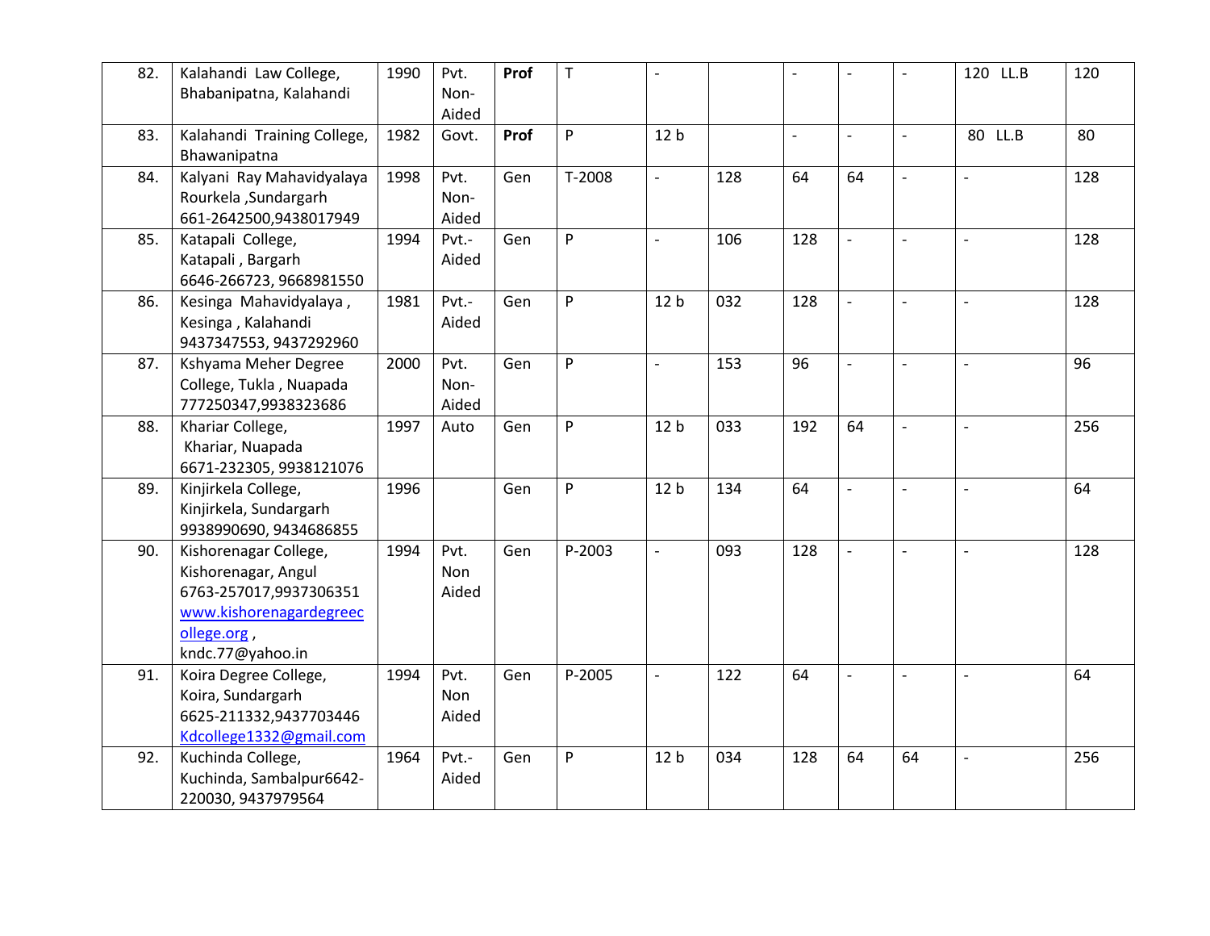| | | | | | | | | | | | | |
|---|---|---|---|---|---|---|---|---|---|---|---|---|
| 82. | Kalahandi Law College, Bhabanipatna, Kalahandi | 1990 | Pvt. Non-Aided | **Prof** | T | - | | - | - | - | 120 LL.B | 120 |
| 83. | Kalahandi Training College, Bhawanipatna | 1982 | Govt. | **Prof** | P | 12 b | | - | - | - | 80 LL.B | 80 |
| 84. | Kalyani Ray Mahavidyalaya Rourkela ,Sundargarh 661-2642500,9438017949 | 1998 | Pvt. Non-Aided | Gen | T-2008 | - | 128 | 64 | 64 | - | - | 128 |
| 85. | Katapali College, Katapali , Bargarh 6646-266723, 9668981550 | 1994 | Pvt.-Aided | Gen | P | - | 106 | 128 | - | - | - | 128 |
| 86. | Kesinga Mahavidyalaya , Kesinga , Kalahandi 9437347553, 9437292960 | 1981 | Pvt.-Aided | Gen | P | 12 b | 032 | 128 | - | - | - | 128 |
| 87. | Kshyama Meher Degree College, Tukla , Nuapada 777250347,9938323686 | 2000 | Pvt. Non-Aided | Gen | P | - | 153 | 96 | - | - | - | 96 |
| 88. | Khariar College, Khariar, Nuapada 6671-232305, 9938121076 | 1997 | Auto | Gen | P | 12 b | 033 | 192 | 64 | - | - | 256 |
| 89. | Kinjirkela College, Kinjirkela, Sundargarh 9938990690, 9434686855 | 1996 | | Gen | P | 12 b | 134 | 64 | - | - | - | 64 |
| 90. | Kishorenagar College, Kishorenagar, Angul 6763-257017,9937306351 www.kishorenagardegreecollege.org , kndc.77@yahoo.in | 1994 | Pvt. Non Aided | Gen | P-2003 | - | 093 | 128 | - | - | - | 128 |
| 91. | Koira Degree College, Koira, Sundargarh 6625-211332,9437703446 Kdcollege1332@gmail.com | 1994 | Pvt. Non Aided | Gen | P-2005 | - | 122 | 64 | - | - | - | 64 |
| 92. | Kuchinda College, Kuchinda, Sambalpur6642-220030, 9437979564 | 1964 | Pvt.-Aided | Gen | P | 12 b | 034 | 128 | 64 | 64 | - | 256 |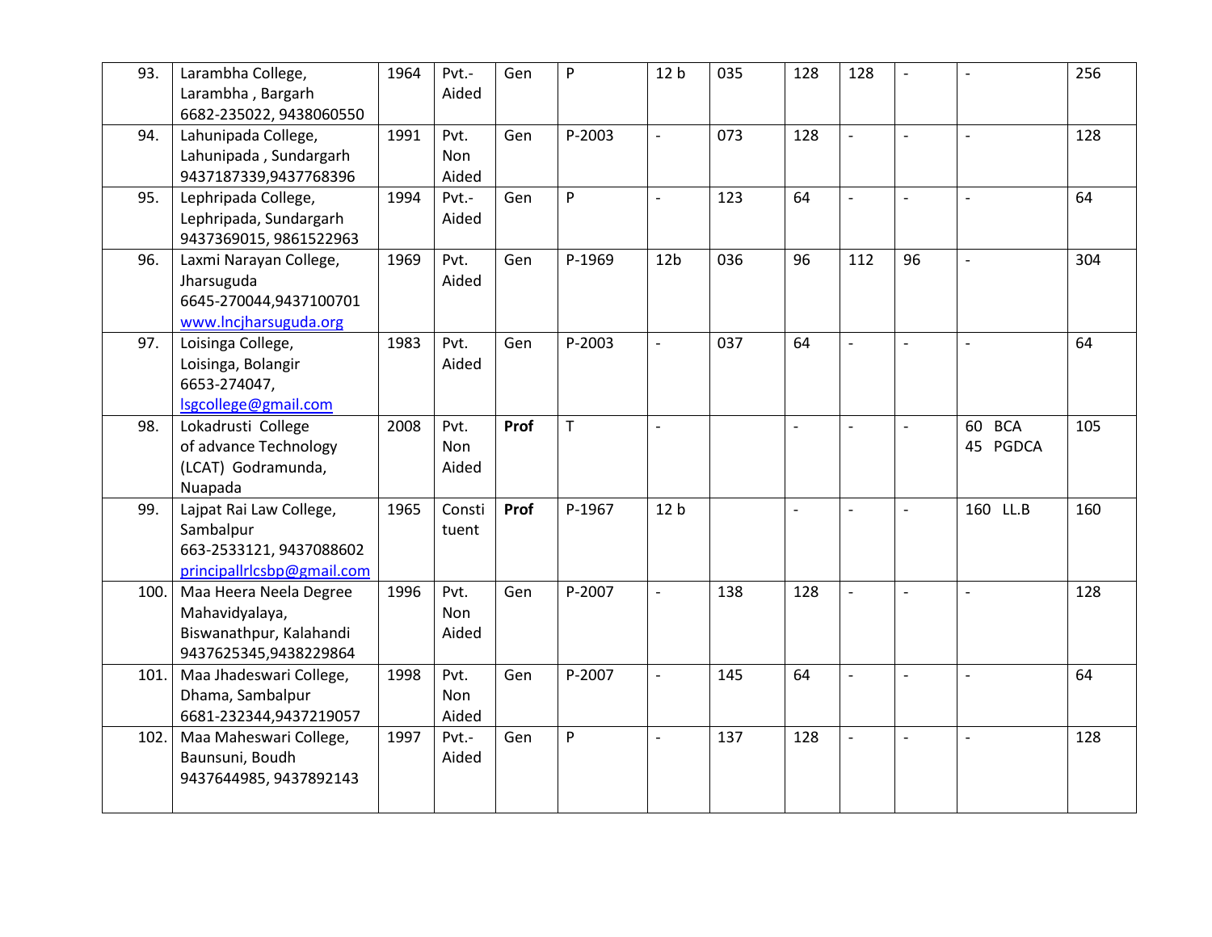| 93. | Larambha College, Larambha , Bargarh 6682-235022, 9438060550 | 1964 | Pvt.-Aided | Gen | P | 12 b | 035 | 128 | 128 | - | - | 256 |
|---|---|---|---|---|---|---|---|---|---|---|---|---|
| 94. | Lahunipada College, Lahunipada , Sundargarh 9437187339,9437768396 | 1991 | Pvt. Non Aided | Gen | P-2003 | - | 073 | 128 | - | - | - | 128 |
| 95. | Lephripada College, Lephripada, Sundargarh 9437369015, 9861522963 | 1994 | Pvt.-Aided | Gen | P | - | 123 | 64 | - | - | - | 64 |
| 96. | Laxmi Narayan College, Jharsuguda 6645-270044,9437100701 www.lncjharsuguda.org | 1969 | Pvt. Aided | Gen | P-1969 | 12b | 036 | 96 | 112 | 96 | - | 304 |
| 97. | Loisinga College, Loisinga, Bolangir 6653-274047, lsgcollege@gmail.com | 1983 | Pvt. Aided | Gen | P-2003 | - | 037 | 64 | - | - | - | 64 |
| 98. | Lokadrusti College of advance Technology (LCAT) Godramunda, Nuapada | 2008 | Pvt. Non Aided | **Prof** | T | - | | - | - | - | 60 BCA 45 PGDCA | 105 |
| 99. | Lajpat Rai Law College, Sambalpur 663-2533121, 9437088602 principallrlcsbp@gmail.com | 1965 | Constituent | **Prof** | P-1967 | 12 b | | - | - | - | 160 LL.B | 160 |
| 100. | Maa Heera Neela Degree Mahavidyalaya, Biswanathpur, Kalahandi 9437625345,9438229864 | 1996 | Pvt. Non Aided | Gen | P-2007 | - | 138 | 128 | - | - | - | 128 |
| 101. | Maa Jhadeswari College, Dhama, Sambalpur 6681-232344,9437219057 | 1998 | Pvt. Non Aided | Gen | P-2007 | - | 145 | 64 | - | - | - | 64 |
| 102. | Maa Maheswari College, Baunsuni, Boudh 9437644985, 9437892143 | 1997 | Pvt.-Aided | Gen | P | - | 137 | 128 | - | - | - | 128 |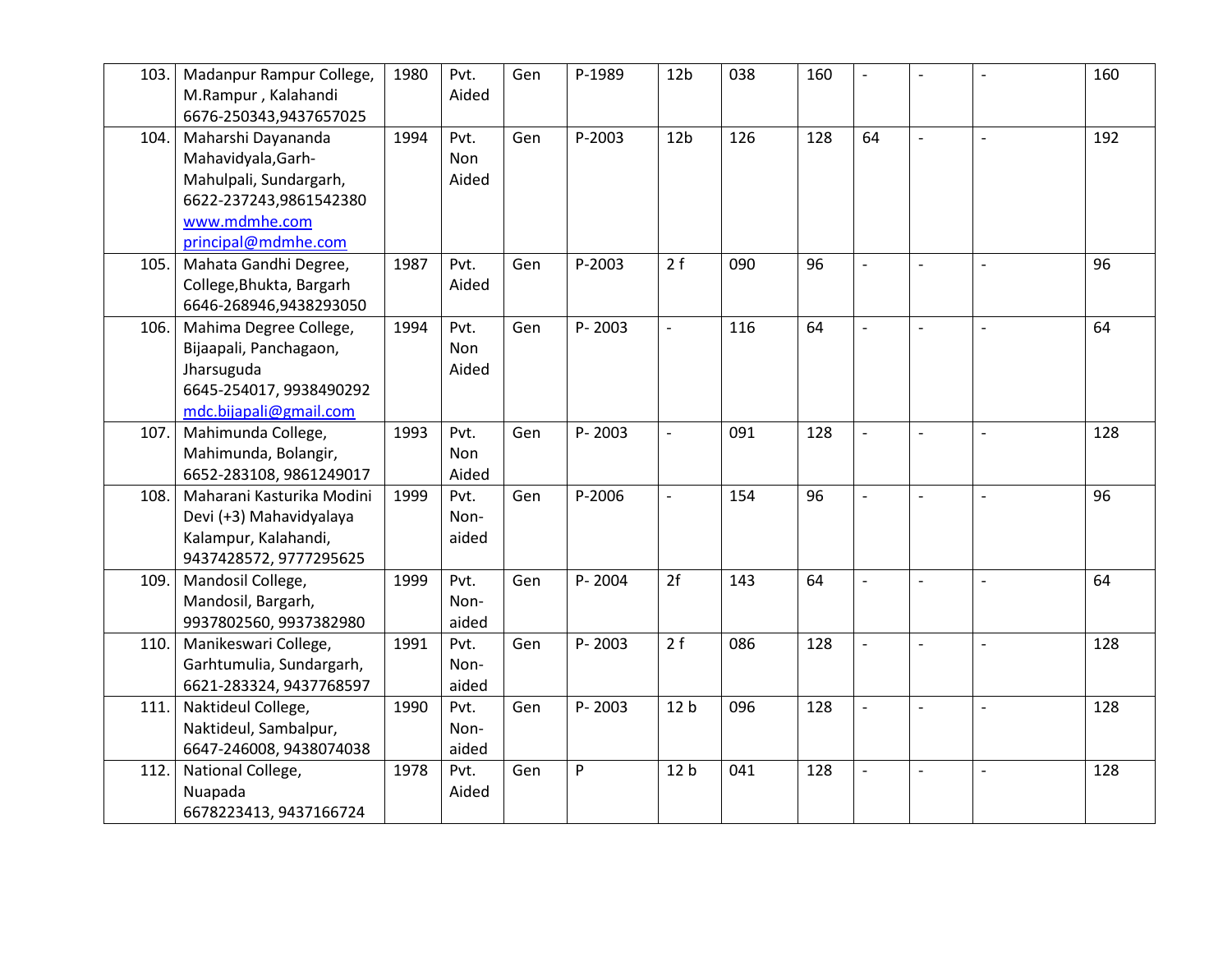| 103. | Madanpur Rampur College, M.Rampur , Kalahandi 6676-250343,9437657025 | 1980 | Pvt. Aided | Gen | P-1989 | 12b | 038 | 160 | - | - | - | 160 |
|---|---|---|---|---|---|---|---|---|---|---|---|---|
| 104. | Maharshi Dayananda Mahavidyala,Garh-Mahulpali, Sundargarh, 6622-237243,9861542380 www.mdmhe.com principal@mdmhe.com | 1994 | Pvt. Non Aided | Gen | P-2003 | 12b | 126 | 128 | 64 | - | - | 192 |
| 105. | Mahata Gandhi Degree, College,Bhukta, Bargarh 6646-268946,9438293050 | 1987 | Pvt. Aided | Gen | P-2003 | 2 f | 090 | 96 | - | - | - | 96 |
| 106. | Mahima Degree College, Bijaapali, Panchagaon, Jharsuguda 6645-254017, 9938490292 mdc.bijapali@gmail.com | 1994 | Pvt. Non Aided | Gen | P- 2003 | - | 116 | 64 | - | - | - | 64 |
| 107. | Mahimunda College, Mahimunda, Bolangir, 6652-283108, 9861249017 | 1993 | Pvt. Non Aided | Gen | P- 2003 | - | 091 | 128 | - | - | - | 128 |
| 108. | Maharani Kasturika Modini Devi (+3) Mahavidyalaya Kalampur, Kalahandi, 9437428572, 9777295625 | 1999 | Pvt. Non-aided | Gen | P-2006 | - | 154 | 96 | - | - | - | 96 |
| 109. | Mandosil College, Mandosil, Bargarh, 9937802560, 9937382980 | 1999 | Pvt. Non-aided | Gen | P- 2004 | 2f | 143 | 64 | - | - | - | 64 |
| 110. | Manikeswari College, Garhtumulia, Sundargarh, 6621-283324, 9437768597 | 1991 | Pvt. Non-aided | Gen | P- 2003 | 2 f | 086 | 128 | - | - | - | 128 |
| 111. | Naktideul College, Naktideul, Sambalpur, 6647-246008, 9438074038 | 1990 | Pvt. Non-aided | Gen | P- 2003 | 12 b | 096 | 128 | - | - | - | 128 |
| 112. | National College, Nuapada 6678223413, 9437166724 | 1978 | Pvt. Aided | Gen | P | 12 b | 041 | 128 | - | - | - | 128 |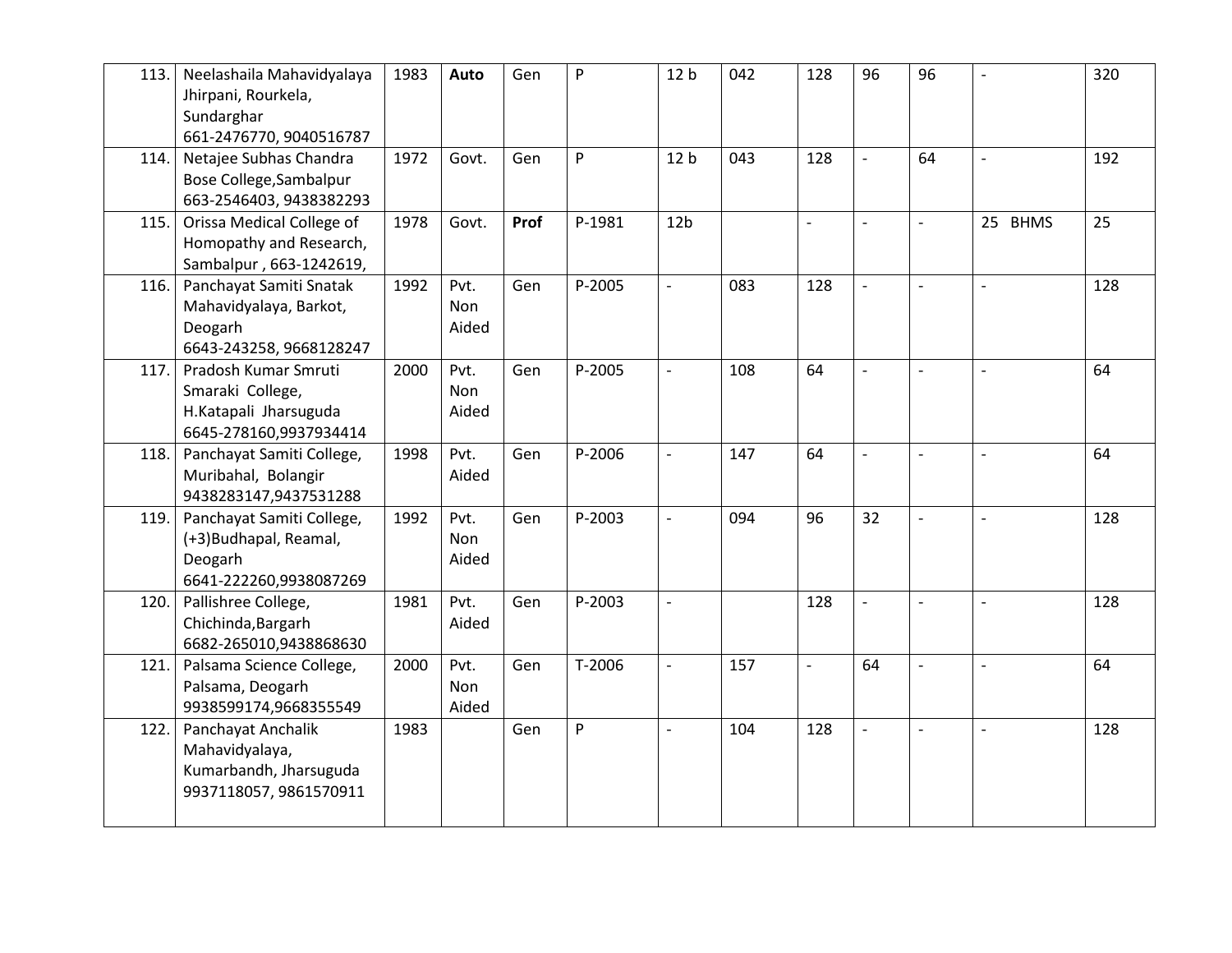| | | | | | | | | | | | | |
|---|---|---|---|---|---|---|---|---|---|---|---|---|
| 113. | Neelashaila Mahavidyalaya Jhirpani, Rourkela, Sundarghar 661-2476770, 9040516787 | 1983 | **Auto** | Gen | P | 12 b | 042 | 128 | 96 | 96 | - | 320 |
| 114. | Netajee Subhas Chandra Bose College,Sambalpur 663-2546403, 9438382293 | 1972 | Govt. | Gen | P | 12 b | 043 | 128 | - | 64 | - | 192 |
| 115. | Orissa Medical College of Homopathy and Research, Sambalpur , 663-1242619, | 1978 | Govt. | **Prof** | P-1981 | 12b | | - | - | - | 25 BHMS | 25 |
| 116. | Panchayat Samiti Snatak Mahavidyalaya, Barkot, Deogarh 6643-243258, 9668128247 | 1992 | Pvt. Non Aided | Gen | P-2005 | - | 083 | 128 | - | - | - | 128 |
| 117. | Pradosh Kumar Smruti Smaraki College, H.Katapali Jharsuguda 6645-278160,9937934414 | 2000 | Pvt. Non Aided | Gen | P-2005 | - | 108 | 64 | - | - | - | 64 |
| 118. | Panchayat Samiti College, Muribahal, Bolangir 9438283147,9437531288 | 1998 | Pvt. Aided | Gen | P-2006 | - | 147 | 64 | - | - | - | 64 |
| 119. | Panchayat Samiti College, (+3)Budhapal, Reamal, Deogarh 6641-222260,9938087269 | 1992 | Pvt. Non Aided | Gen | P-2003 | - | 094 | 96 | 32 | - | - | 128 |
| 120. | Pallishree College, Chichinda,Bargarh 6682-265010,9438868630 | 1981 | Pvt. Aided | Gen | P-2003 | - | | 128 | - | - | - | 128 |
| 121. | Palsama Science College, Palsama, Deogarh 9938599174,9668355549 | 2000 | Pvt. Non Aided | Gen | T-2006 | - | 157 | - | 64 | - | - | 64 |
| 122. | Panchayat Anchalik Mahavidyalaya, Kumarbandh, Jharsuguda 9937118057, 9861570911 | 1983 | | Gen | P | - | 104 | 128 | - | - | - | 128 |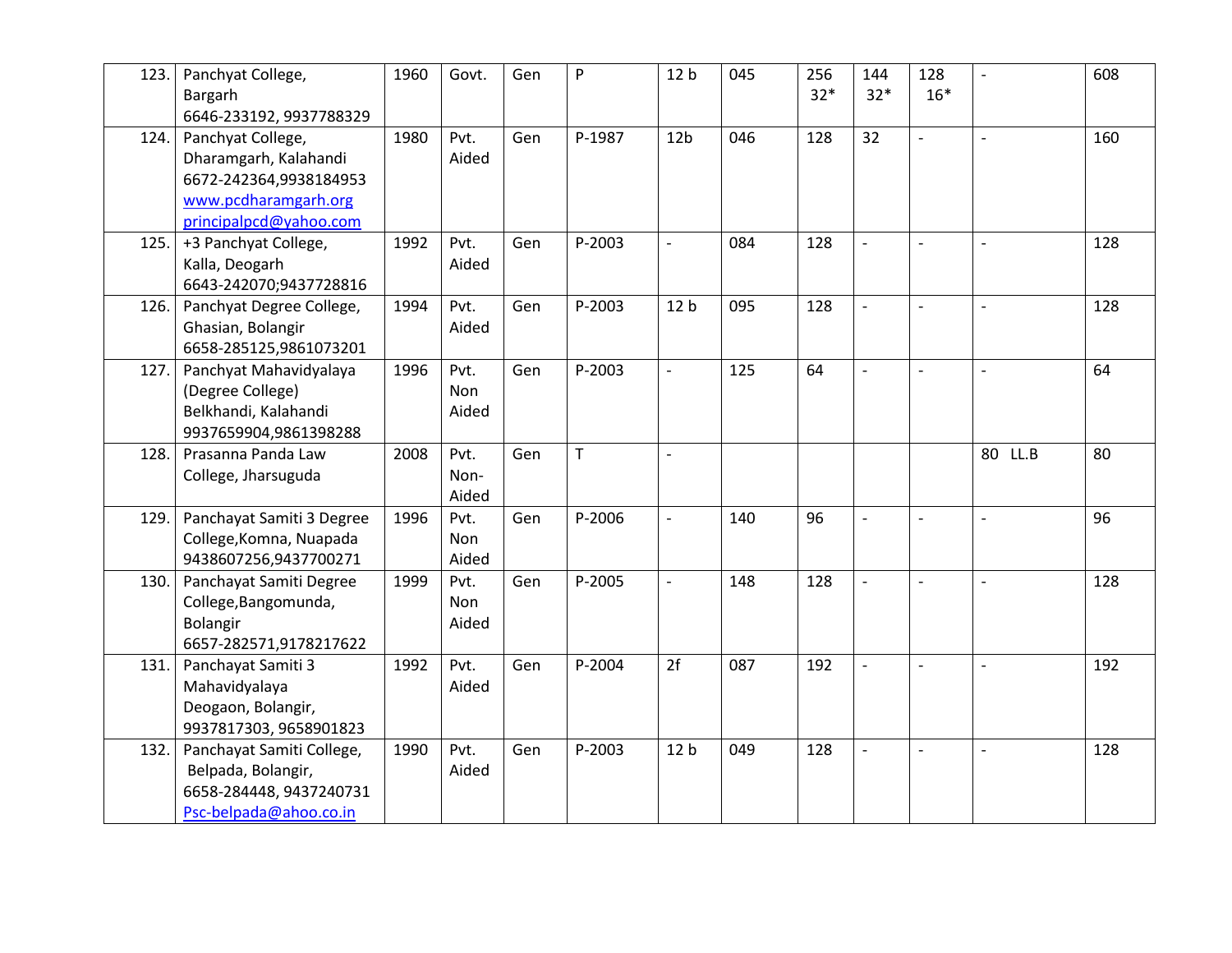| | | | | | | | | | | | | |
|---|---|---|---|---|---|---|---|---|---|---|---|---|
| 123. | Panchyat College, Bargarh 6646-233192, 9937788329 | 1960 | Govt. | Gen | P | 12 b | 045 | 256 32* | 144 32* | 128 16* | - | 608 |
| 124. | Panchyat College, Dharamgarh, Kalahandi 6672-242364,9938184953 www.pcdharamgarh.org principalpcd@yahoo.com | 1980 | Pvt. Aided | Gen | P-1987 | 12b | 046 | 128 | 32 | - | - | 160 |
| 125. | +3 Panchyat College, Kalla, Deogarh 6643-242070;9437728816 | 1992 | Pvt. Aided | Gen | P-2003 | - | 084 | 128 | - | - | - | 128 |
| 126. | Panchyat Degree College, Ghasian, Bolangir 6658-285125,9861073201 | 1994 | Pvt. Aided | Gen | P-2003 | 12 b | 095 | 128 | - | - | - | 128 |
| 127. | Panchyat Mahavidyalaya (Degree College) Belkhandi, Kalahandi 9937659904,9861398288 | 1996 | Pvt. Non Aided | Gen | P-2003 | - | 125 | 64 | - | - | - | 64 |
| 128. | Prasanna Panda Law College, Jharsuguda | 2008 | Pvt. Non-Aided | Gen | T | - | | | | | 80 LL.B | 80 |
| 129. | Panchayat Samiti 3 Degree College,Komna, Nuapada 9438607256,9437700271 | 1996 | Pvt. Non Aided | Gen | P-2006 | - | 140 | 96 | - | - | - | 96 |
| 130. | Panchayat Samiti Degree College,Bangomunda, Bolangir 6657-282571,9178217622 | 1999 | Pvt. Non Aided | Gen | P-2005 | - | 148 | 128 | - | - | - | 128 |
| 131. | Panchayat Samiti 3 Mahavidyalaya Deogaon, Bolangir, 9937817303, 9658901823 | 1992 | Pvt. Aided | Gen | P-2004 | 2f | 087 | 192 | - | - | - | 192 |
| 132. | Panchayat Samiti College, Belpada, Bolangir, 6658-284448, 9437240731 Psc-belpada@ahoo.co.in | 1990 | Pvt. Aided | Gen | P-2003 | 12 b | 049 | 128 | - | - | - | 128 |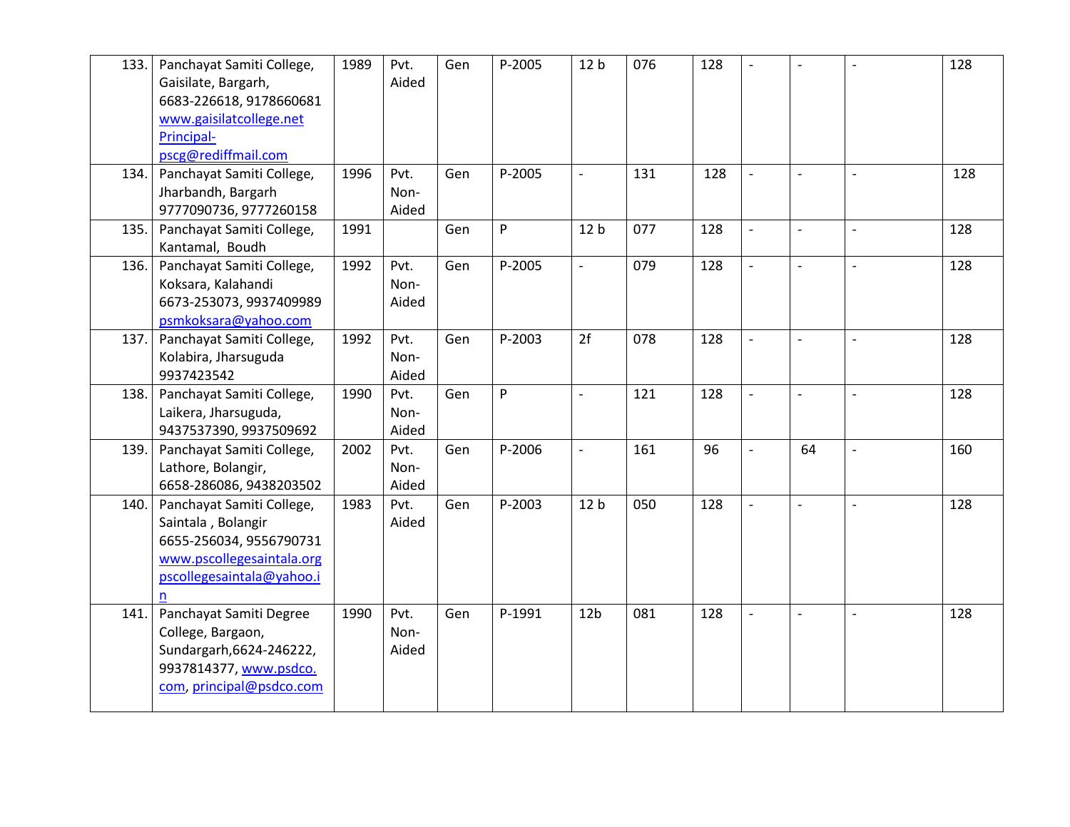| | | | | | | | | | | | | |
|---|---|---|---|---|---|---|---|---|---|---|---|---|
| 133. | Panchayat Samiti College, Gaisilate, Bargarh, 6683-226618, 9178660681 www.gaisilatcollege.net Principal-pscg@rediffmail.com | 1989 | Pvt. Aided | Gen | P-2005 | 12 b | 076 | 128 | - | - | - | 128 |
| 134. | Panchayat Samiti College, Jharbandh, Bargarh 9777090736, 9777260158 | 1996 | Pvt. Non-Aided | Gen | P-2005 | - | 131 | 128 | - | - | - | 128 |
| 135. | Panchayat Samiti College, Kantamal, Boudh | 1991 | | Gen | P | 12 b | 077 | 128 | - | - | - | 128 |
| 136. | Panchayat Samiti College, Koksara, Kalahandi 6673-253073, 9937409989 psmkoksara@yahoo.com | 1992 | Pvt. Non-Aided | Gen | P-2005 | - | 079 | 128 | - | - | - | 128 |
| 137. | Panchayat Samiti College, Kolabira, Jharsuguda 9937423542 | 1992 | Pvt. Non-Aided | Gen | P-2003 | 2f | 078 | 128 | - | - | - | 128 |
| 138. | Panchayat Samiti College, Laikera, Jharsuguda, 9437537390, 9937509692 | 1990 | Pvt. Non-Aided | Gen | P | - | 121 | 128 | - | - | - | 128 |
| 139. | Panchayat Samiti College, Lathore, Bolangir, 6658-286086, 9438203502 | 2002 | Pvt. Non-Aided | Gen | P-2006 | - | 161 | 96 | - | 64 | - | 160 |
| 140. | Panchayat Samiti College, Saintala , Bolangir 6655-256034, 9556790731 www.pscollegesaintala.org pscollegesaintala@yahoo.in | 1983 | Pvt. Aided | Gen | P-2003 | 12 b | 050 | 128 | - | - | - | 128 |
| 141. | Panchayat Samiti Degree College, Bargaon, Sundargarh,6624-246222, 9937814377, www.psdco.com, principal@psdco.com | 1990 | Pvt. Non-Aided | Gen | P-1991 | 12b | 081 | 128 | - | - | - | 128 |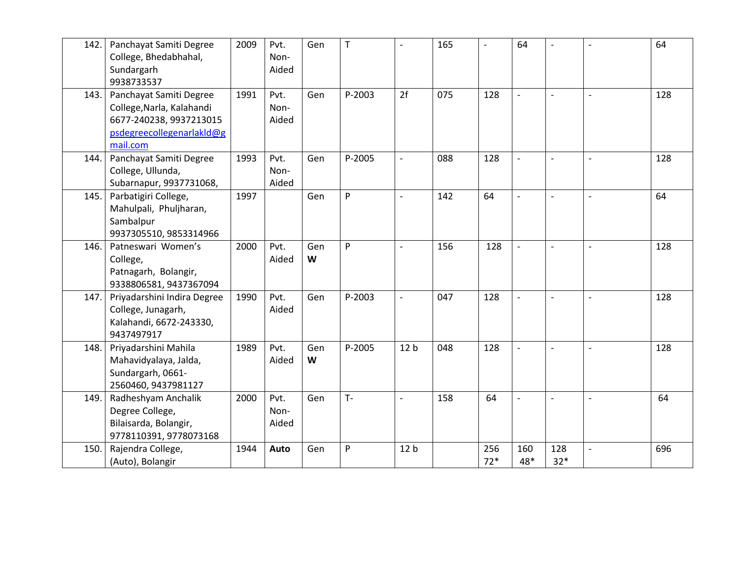| 142. | Panchayat Samiti Degree College, Bhedabhahal, Sundargarh 9938733537 | 2009 | Pvt. Non-Aided | Gen | T | - | 165 | - | 64 | - | - | 64 |
|---|---|---|---|---|---|---|---|---|---|---|---|---|
| 143. | Panchayat Samiti Degree College,Narla, Kalahandi 6677-240238, 9937213015 psdegreecollegenarlakld@gmail.com | 1991 | Pvt. Non-Aided | Gen | P-2003 | 2f | 075 | 128 | - | - | - | 128 |
| 144. | Panchayat Samiti Degree College, Ullunda, Subarnapur, 9937731068, | 1993 | Pvt. Non-Aided | Gen | P-2005 | - | 088 | 128 | - | - | - | 128 |
| 145. | Parbatigiri College, Mahulpali, Phuljharan, Sambalpur 9937305510, 9853314966 | 1997 | | Gen | P | - | 142 | 64 | - | - | - | 64 |
| 146. | Patneswari Women's College, Patnagarh, Bolangir, 9338806581, 9437367094 | 2000 | Pvt. Aided | Gen **W** | P | - | 156 | 128 | - | - | - | 128 |
| 147. | Priyadarshini Indira Degree College, Junagarh, Kalahandi, 6672-243330, 9437497917 | 1990 | Pvt. Aided | Gen | P-2003 | - | 047 | 128 | - | - | - | 128 |
| 148. | Priyadarshini Mahila Mahavidyalaya, Jalda, Sundargarh, 0661-2560460, 9437981127 | 1989 | Pvt. Aided | Gen **W** | P-2005 | 12 b | 048 | 128 | - | - | - | 128 |
| 149. | Radheshyam Anchalik Degree College, Bilaisarda, Bolangir, 9778110391, 9778073168 | 2000 | Pvt. Non-Aided | Gen | T- | - | 158 | 64 | - | - | - | 64 |
| 150. | Rajendra College, (Auto), Bolangir | 1944 | **Auto** | Gen | P | 12 b | | 256 72* | 160 48* | 128 32* | - | 696 |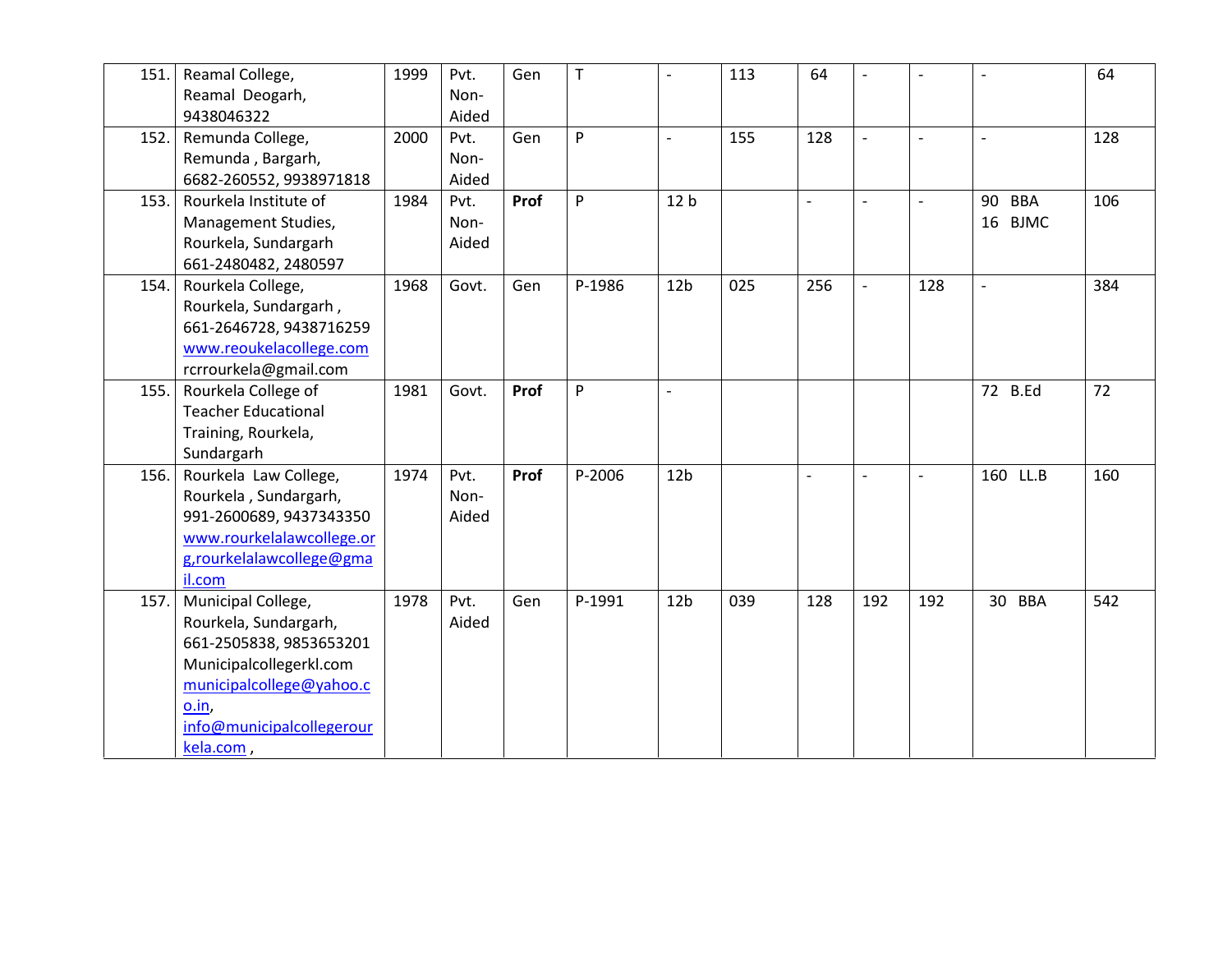| | | | | | | | | | | | | |
|---|---|---|---|---|---|---|---|---|---|---|---|---|
| 151. | Reamal College, Reamal Deogarh, 9438046322 | 1999 | Pvt. Non-Aided | Gen | T | - | 113 | 64 | - | - | - | 64 |
| 152. | Remunda College, Remunda , Bargarh, 6682-260552, 9938971818 | 2000 | Pvt. Non-Aided | Gen | P | - | 155 | 128 | - | - | - | 128 |
| 153. | Rourkela Institute of Management Studies, Rourkela, Sundargarh 661-2480482, 2480597 | 1984 | Pvt. Non-Aided | **Prof** | P | 12 b | | - | - | - | 90 BBA<br>16 BJMC | 106 |
| 154. | Rourkela College, Rourkela, Sundargarh , 661-2646728, 9438716259 www.reoukelacollege.com rcrrourkela@gmail.com | 1968 | Govt. | Gen | P-1986 | 12b | 025 | 256 | - | 128 | - | 384 |
| 155. | Rourkela College of Teacher Educational Training, Rourkela, Sundargarh | 1981 | Govt. | **Prof** | P | - | | | | | 72 B.Ed | 72 |
| 156. | Rourkela Law College, Rourkela , Sundargarh, 991-2600689, 9437343350 www.rourkelalawcollege.org,rourkelalawcollege@gmail.com | 1974 | Pvt. Non-Aided | **Prof** | P-2006 | 12b | | - | - | - | 160 LL.B | 160 |
| 157. | Municipal College, Rourkela, Sundargarh, 661-2505838, 9853653201 Municipalcollegerkl.com municipalcollege@yahoo.co.in, info@municipalcollegerourkela.com , | 1978 | Pvt. Aided | Gen | P-1991 | 12b | 039 | 128 | 192 | 192 | 30 BBA | 542 |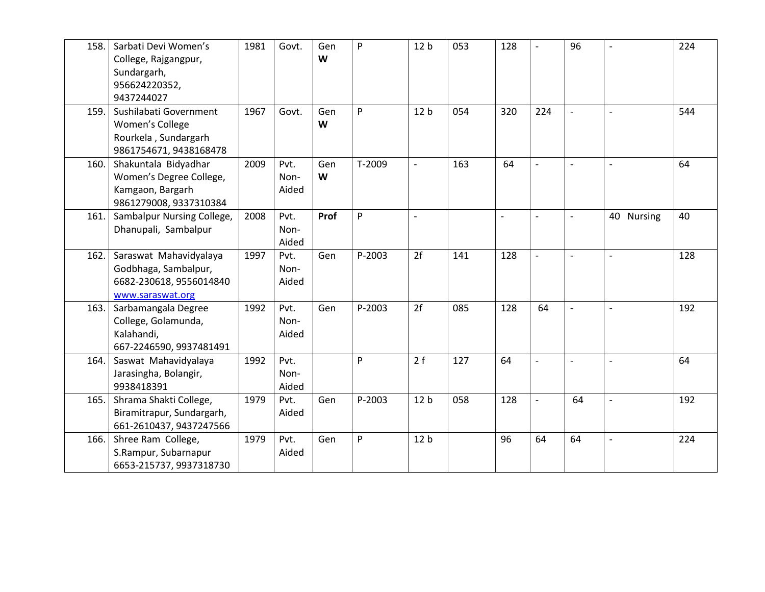| | | | | | | | | | | | | |
|---|---|---|---|---|---|---|---|---|---|---|---|---|
| 158. | Sarbati Devi Women's College, Rajgangpur, Sundargarh, 956624220352, 9437244027 | 1981 | Govt. | Gen **W** | P | 12 b | 053 | 128 | - | 96 | - | 224 |
| 159. | Sushilabati Government Women's College Rourkela , Sundargarh 9861754671, 9438168478 | 1967 | Govt. | Gen **W** | P | 12 b | 054 | 320 | 224 | - | - | 544 |
| 160. | Shakuntala Bidyadhar Women's Degree College, Kamgaon, Bargarh 9861279008, 9337310384 | 2009 | Pvt. Non-Aided | Gen **W** | T-2009 | - | 163 | 64 | - | - | - | 64 |
| 161. | Sambalpur Nursing College, Dhanupali, Sambalpur | 2008 | Pvt. Non-Aided | **Prof** | P | - | | - | - | - | 40 Nursing | 40 |
| 162. | Saraswat Mahavidyalaya Godbhaga, Sambalpur, 6682-230618, 9556014840 [www.saraswat.org](http://www.saraswat.org) | 1997 | Pvt. Non-Aided | Gen | P-2003 | 2f | 141 | 128 | - | - | - | 128 |
| 163. | Sarbamangala Degree College, Golamunda, Kalahandi, 667-2246590, 9937481491 | 1992 | Pvt. Non-Aided | Gen | P-2003 | 2f | 085 | 128 | 64 | - | - | 192 |
| 164. | Saswat Mahavidyalaya Jarasingha, Bolangir, 9938418391 | 1992 | Pvt. Non-Aided | | P | 2 f | 127 | 64 | - | - | - | 64 |
| 165. | Shrama Shakti College, Biramitrapur, Sundargarh, 661-2610437, 9437247566 | 1979 | Pvt. Aided | Gen | P-2003 | 12 b | 058 | 128 | - | 64 | - | 192 |
| 166. | Shree Ram College, S.Rampur, Subarnapur 6653-215737, 9937318730 | 1979 | Pvt. Aided | Gen | P | 12 b | | 96 | 64 | 64 | - | 224 |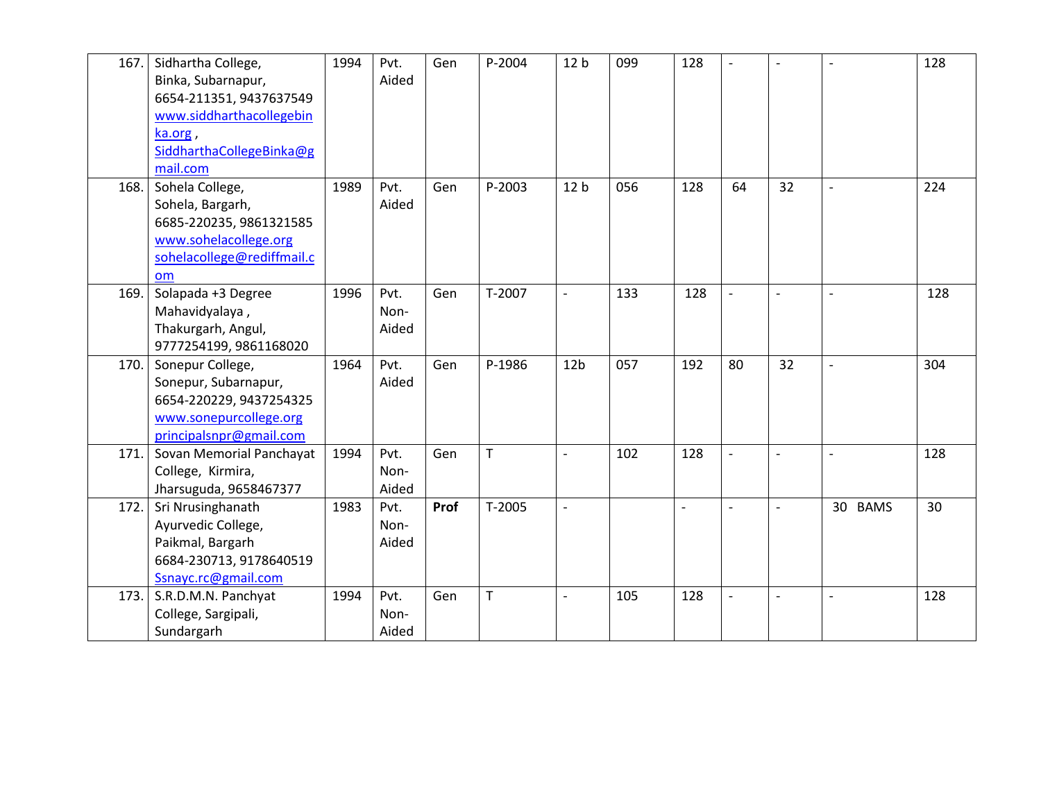| | | | | | | | | | | | | |
|---|---|---|---|---|---|---|---|---|---|---|---|---|
| 167. | Sidhartha College, Binka, Subarnapur, 6654-211351, 9437637549 www.siddharthacollegebinka.org , SiddharthaCollegeBinka@gmail.com | 1994 | Pvt. Aided | Gen | P-2004 | 12 b | 099 | 128 | - | - | - | 128 |
| 168. | Sohela College, Sohela, Bargarh, 6685-220235, 9861321585 www.sohelacollege.org sohelacollege@rediffmail.com | 1989 | Pvt. Aided | Gen | P-2003 | 12 b | 056 | 128 | 64 | 32 | - | 224 |
| 169. | Solapada +3 Degree Mahavidyalaya , Thakurgarh, Angul, 9777254199, 9861168020 | 1996 | Pvt. Non-Aided | Gen | T-2007 | - | 133 | 128 | - | - | - | 128 |
| 170. | Sonepur College, Sonepur, Subarnapur, 6654-220229, 9437254325 www.sonepurcollege.org principalsnpr@gmail.com | 1964 | Pvt. Aided | Gen | P-1986 | 12b | 057 | 192 | 80 | 32 | - | 304 |
| 171. | Sovan Memorial Panchayat College, Kirmira, Jharsuguda, 9658467377 | 1994 | Pvt. Non-Aided | Gen | T | - | 102 | 128 | - | - | - | 128 |
| 172. | Sri Nrusinghanath Ayurvedic College, Paikmal, Bargarh 6684-230713, 9178640519 Ssnayc.rc@gmail.com | 1983 | Pvt. Non-Aided | **Prof** | T-2005 | - | | - | - | - | 30 BAMS | 30 |
| 173. | S.R.D.M.N. Panchyat College, Sargipali, Sundargarh | 1994 | Pvt. Non-Aided | Gen | T | - | 105 | 128 | - | - | - | 128 |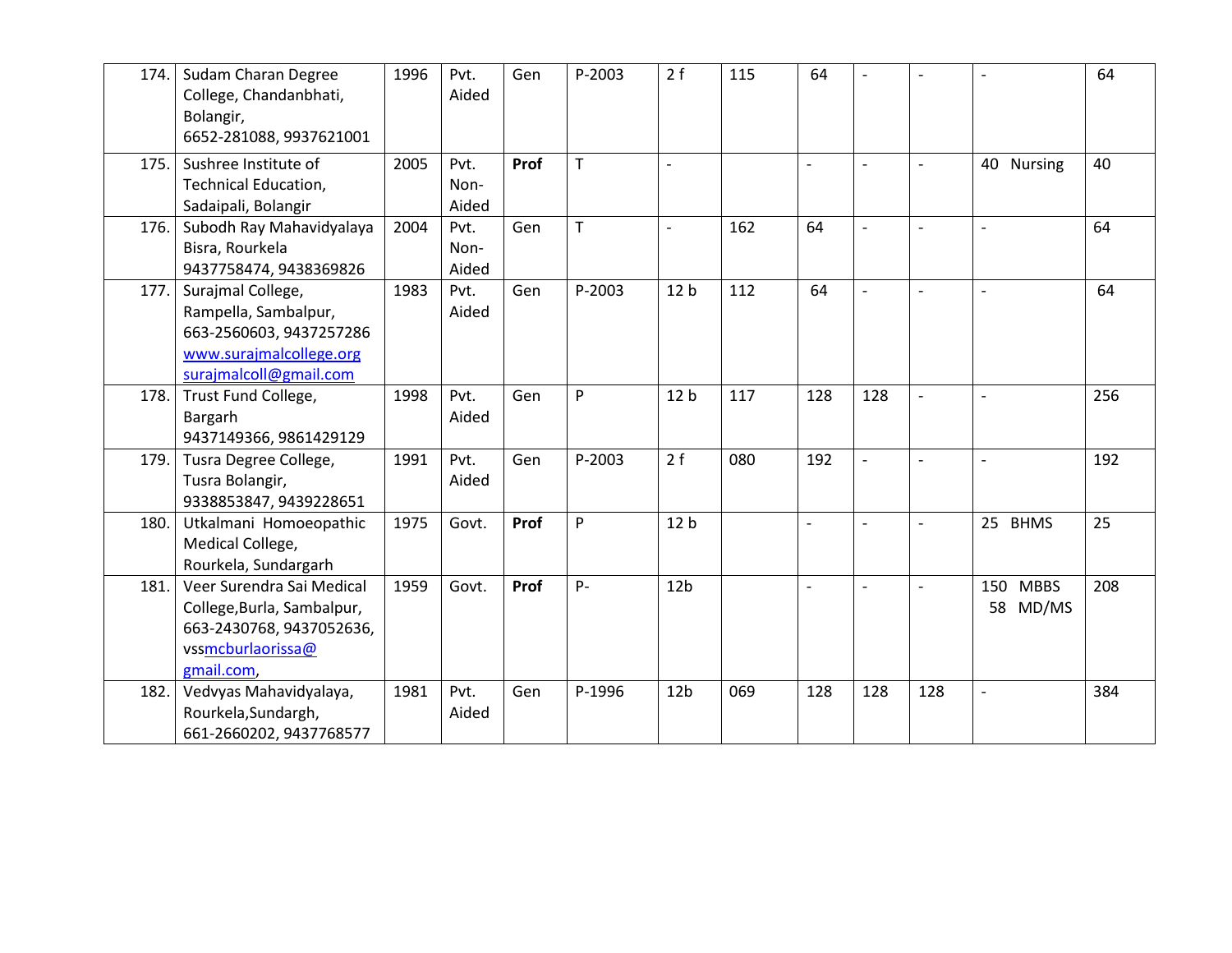| 174. | Sudam Charan Degree College, Chandanbhati, Bolangir, 6652-281088, 9937621001 | 1996 | Pvt. Aided | Gen | P-2003 | 2 f | 115 | 64 | - | - | - | 64 |
|---|---|---|---|---|---|---|---|---|---|---|---|---|
| 175. | Sushree Institute of Technical Education, Sadaipali, Bolangir | 2005 | Pvt. Non-Aided | **Prof** | T | - | | - | - | - | 40 Nursing | 40 |
| 176. | Subodh Ray Mahavidyalaya Bisra, Rourkela 9437758474, 9438369826 | 2004 | Pvt. Non-Aided | Gen | T | - | 162 | 64 | - | - | - | 64 |
| 177. | Surajmal College, Rampella, Sambalpur, 663-2560603, 9437257286 www.surajmalcollege.org surajmalcoll@gmail.com | 1983 | Pvt. Aided | Gen | P-2003 | 12 b | 112 | 64 | - | - | - | 64 |
| 178. | Trust Fund College, Bargarh 9437149366, 9861429129 | 1998 | Pvt. Aided | Gen | P | 12 b | 117 | 128 | 128 | - | - | 256 |
| 179. | Tusra Degree College, Tusra Bolangir, 9338853847, 9439228651 | 1991 | Pvt. Aided | Gen | P-2003 | 2 f | 080 | 192 | - | - | - | 192 |
| 180. | Utkalmani Homoeopathic Medical College, Rourkela, Sundargarh | 1975 | Govt. | **Prof** | P | 12 b | | - | - | - | 25 BHMS | 25 |
| 181. | Veer Surendra Sai Medical College,Burla, Sambalpur, 663-2430768, 9437052636, vssmcburlaorissa@gmail.com, | 1959 | Govt. | **Prof** | P- | 12b | | - | - | - | 150 MBBS 58 MD/MS | 208 |
| 182. | Vedvyas Mahavidyalaya, Rourkela,Sundargh, 661-2660202, 9437768577 | 1981 | Pvt. Aided | Gen | P-1996 | 12b | 069 | 128 | 128 | 128 | - | 384 |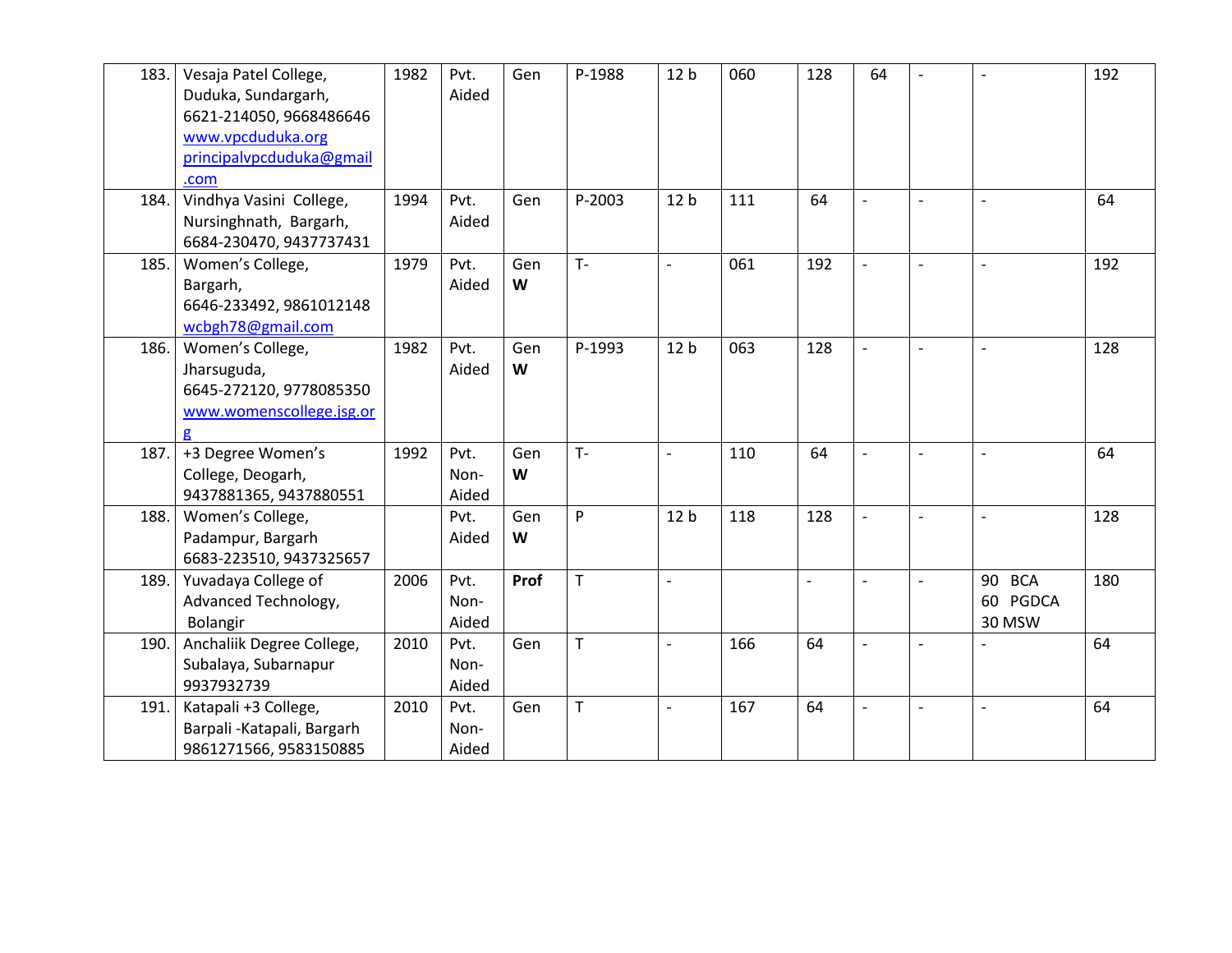| | | | | | | | | | | | | |
|---|---|---|---|---|---|---|---|---|---|---|---|---|
| 183. | Vesaja Patel College, Duduka, Sundargarh, 6621-214050, 9668486646 www.vpcduduka.org principalvpcduduka@gmail.com | 1982 | Pvt. Aided | Gen | P-1988 | 12 b | 060 | 128 | 64 | - | - | 192 |
| 184. | Vindhya Vasini College, Nursinghnath, Bargarh, 6684-230470, 9437737431 | 1994 | Pvt. Aided | Gen | P-2003 | 12 b | 111 | 64 | - | - | - | 64 |
| 185. | Women's College, Bargarh, 6646-233492, 9861012148 wcbgh78@gmail.com | 1979 | Pvt. Aided | Gen **W** | T- | - | 061 | 192 | - | - | - | 192 |
| 186. | Women's College, Jharsuguda, 6645-272120, 9778085350 www.womenscollege.jsg.org | 1982 | Pvt. Aided | Gen **W** | P-1993 | 12 b | 063 | 128 | - | - | - | 128 |
| 187. | +3 Degree Women's College, Deogarh, 9437881365, 9437880551 | 1992 | Pvt. Non-Aided | Gen **W** | T- | - | 110 | 64 | - | - | - | 64 |
| 188. | Women's College, Padampur, Bargarh 6683-223510, 9437325657 | | Pvt. Aided | Gen **W** | P | 12 b | 118 | 128 | - | - | - | 128 |
| 189. | Yuvadaya College of Advanced Technology, Bolangir | 2006 | Pvt. Non-Aided | **Prof** | T | - | | - | - | - | 90 BCA 60 PGDCA 30 MSW | 180 |
| 190. | Anchaliik Degree College, Subalaya, Subarnapur 9937932739 | 2010 | Pvt. Non-Aided | Gen | T | - | 166 | 64 | - | - | - | 64 |
| 191. | Katapali +3 College, Barpali -Katapali, Bargarh 9861271566, 9583150885 | 2010 | Pvt. Non-Aided | Gen | T | - | 167 | 64 | - | - | - | 64 |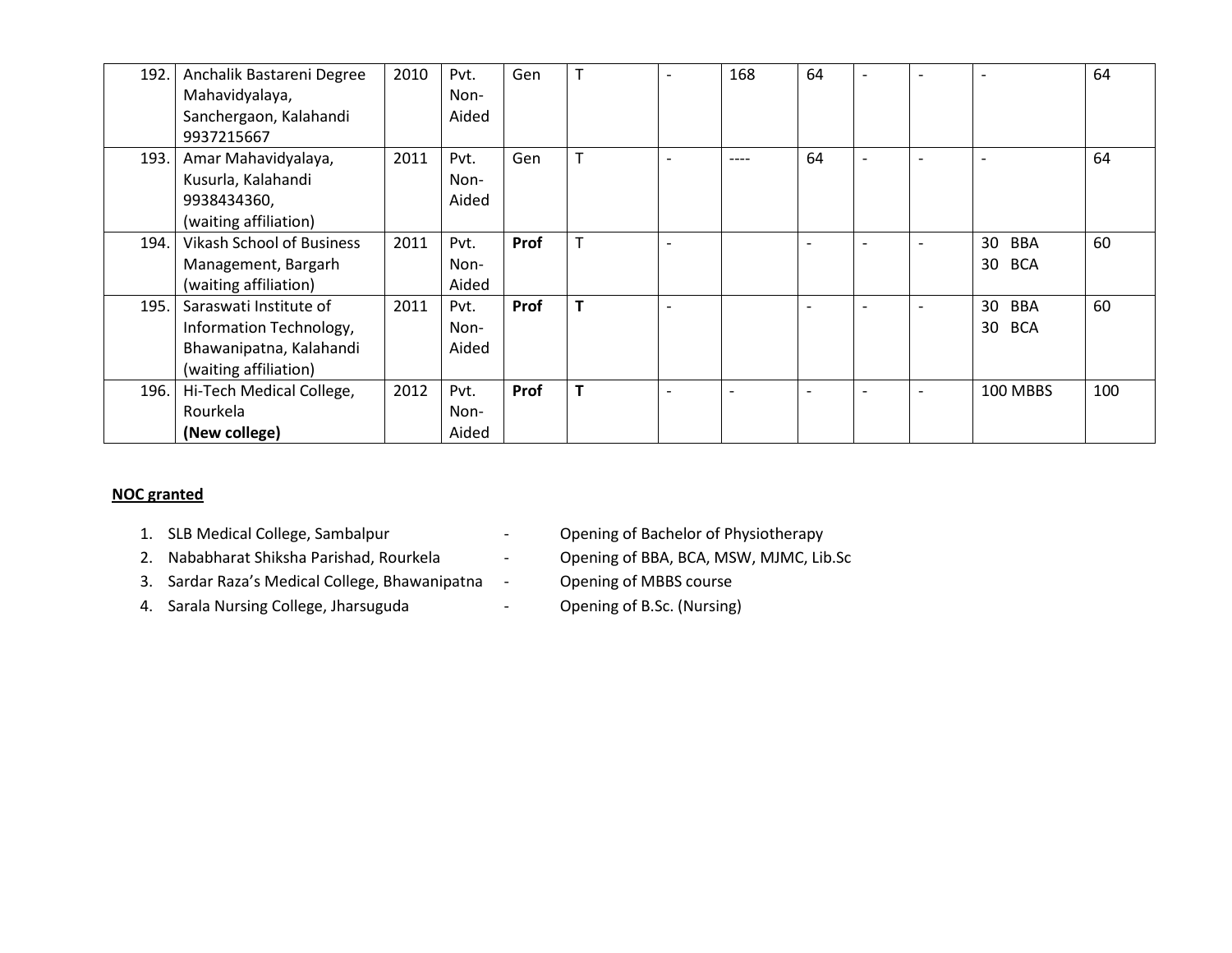| | | | | | | | | | | | | | |
|---|---|---|---|---|---|---|---|---|---|---|---|---|---|
| 192. | Anchalik Bastareni Degree Mahavidyalaya, Sanchergaon, Kalahandi 9937215667 | 2010 | Pvt. Non-Aided | Gen | T | - | 168 | 64 | - | - | - | 64 |
| 193. | Amar Mahavidyalaya, Kusurla, Kalahandi 9938434360, (waiting affiliation) | 2011 | Pvt. Non-Aided | Gen | T | - | ---- | 64 | - | - | - | 64 |
| 194. | Vikash School of Business Management, Bargarh (waiting affiliation) | 2011 | Pvt. Non-Aided | **Prof** | T | - | | - | - | - | 30 BBA<br>30 BCA | 60 |
| 195. | Saraswati Institute of Information Technology, Bhawanipatna, Kalahandi (waiting affiliation) | 2011 | Pvt. Non-Aided | **Prof** | **T** | - | | - | - | - | 30 BBA<br>30 BCA | 60 |
| 196. | Hi-Tech Medical College, Rourkela **(New college)** | 2012 | Pvt. Non-Aided | **Prof** | **T** | - | - | - | - | - | 100 MBBS | 100 |

**NOC granted**

1. SLB Medical College, Sambalpur - Opening of Bachelor of Physiotherapy
2. Nababharat Shiksha Parishad, Rourkela - Opening of BBA, BCA, MSW, MJMC, Lib.Sc
3. Sardar Raza's Medical College, Bhawanipatna - Opening of MBBS course
4. Sarala Nursing College, Jharsuguda - Opening of B.Sc. (Nursing)